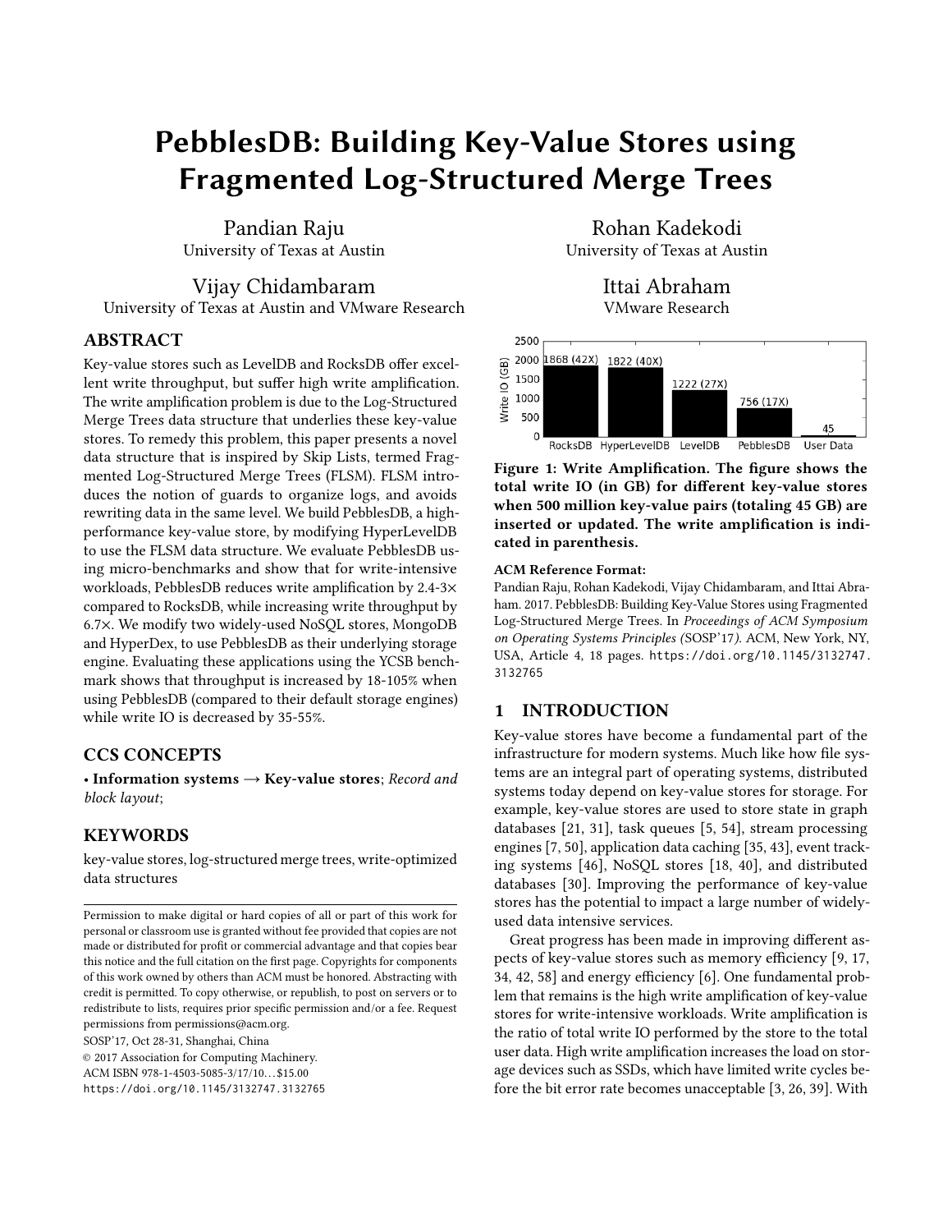# PebblesDB: Building Key-Value Stores using Fragmented Log-Structured Merge Trees

Pandian Raju
University of Texas at Austin

Rohan Kadekodi
University of Texas at Austin

Vijay Chidambaram
University of Texas at Austin and VMware Research

Ittai Abraham
VMware Research

## ABSTRACT

Key-value stores such as LevelDB and RocksDB offer excellent write throughput, but suffer high write amplification. The write amplification problem is due to the Log-Structured Merge Trees data structure that underlies these key-value stores. To remedy this problem, this paper presents a novel data structure that is inspired by Skip Lists, termed Fragmented Log-Structured Merge Trees (FLSM). FLSM introduces the notion of guards to organize logs, and avoids rewriting data in the same level. We build PebblesDB, a high-performance key-value store, by modifying HyperLevelDB to use the FLSM data structure. We evaluate PebblesDB using micro-benchmarks and show that for write-intensive workloads, PebblesDB reduces write amplification by 2.4-3× compared to RocksDB, while increasing write throughput by 6.7×. We modify two widely-used NoSQL stores, MongoDB and HyperDex, to use PebblesDB as their underlying storage engine. Evaluating these applications using the YCSB benchmark shows that throughput is increased by 18-105% when using PebblesDB (compared to their default storage engines) while write IO is decreased by 35-55%.

## CCS CONCEPTS

• **Information systems → Key-value stores**; *Record and block layout*;

## KEYWORDS

key-value stores, log-structured merge trees, write-optimized data structures

Permission to make digital or hard copies of all or part of this work for personal or classroom use is granted without fee provided that copies are not made or distributed for profit or commercial advantage and that copies bear this notice and the full citation on the first page. Copyrights for components of this work owned by others than ACM must be honored. Abstracting with credit is permitted. To copy otherwise, or republish, to post on servers or to redistribute to lists, requires prior specific permission and/or a fee. Request permissions from permissions@acm.org.

SOSP'17, Oct 28-31, Shanghai, China

© 2017 Association for Computing Machinery.

ACM ISBN 978-1-4503-5085-3/17/10...$15.00

https://doi.org/10.1145/3132747.3132765

| | RocksDB | HyperLevelDB | LevelDB | PebblesDB | User Data |
|---|---|---|---|---|---|
| Write IO (GB) | 1868 (42X) | 1822 (40X) | 1222 (27X) | 756 (17X) | 45 |

**Figure 1: Write Amplification. The figure shows the total write IO (in GB) for different key-value stores when 500 million key-value pairs (totaling 45 GB) are inserted or updated. The write amplification is indicated in parenthesis.**

**ACM Reference Format:**

Pandian Raju, Rohan Kadekodi, Vijay Chidambaram, and Ittai Abraham. 2017. PebblesDB: Building Key-Value Stores using Fragmented Log-Structured Merge Trees. In *Proceedings of ACM Symposium on Operating Systems Principles (*SOSP'17*)*. ACM, New York, NY, USA, Article 4, 18 pages. https://doi.org/10.1145/3132747.3132765

## 1 INTRODUCTION

Key-value stores have become a fundamental part of the infrastructure for modern systems. Much like how file systems are an integral part of operating systems, distributed systems today depend on key-value stores for storage. For example, key-value stores are used to store state in graph databases [21, 31], task queues [5, 54], stream processing engines [7, 50], application data caching [35, 43], event tracking systems [46], NoSQL stores [18, 40], and distributed databases [30]. Improving the performance of key-value stores has the potential to impact a large number of widely-used data intensive services.

Great progress has been made in improving different aspects of key-value stores such as memory efficiency [9, 17, 34, 42, 58] and energy efficiency [6]. One fundamental problem that remains is the high write amplification of key-value stores for write-intensive workloads. Write amplification is the ratio of total write IO performed by the store to the total user data. High write amplification increases the load on storage devices such as SSDs, which have limited write cycles before the bit error rate becomes unacceptable [3, 26, 39]. With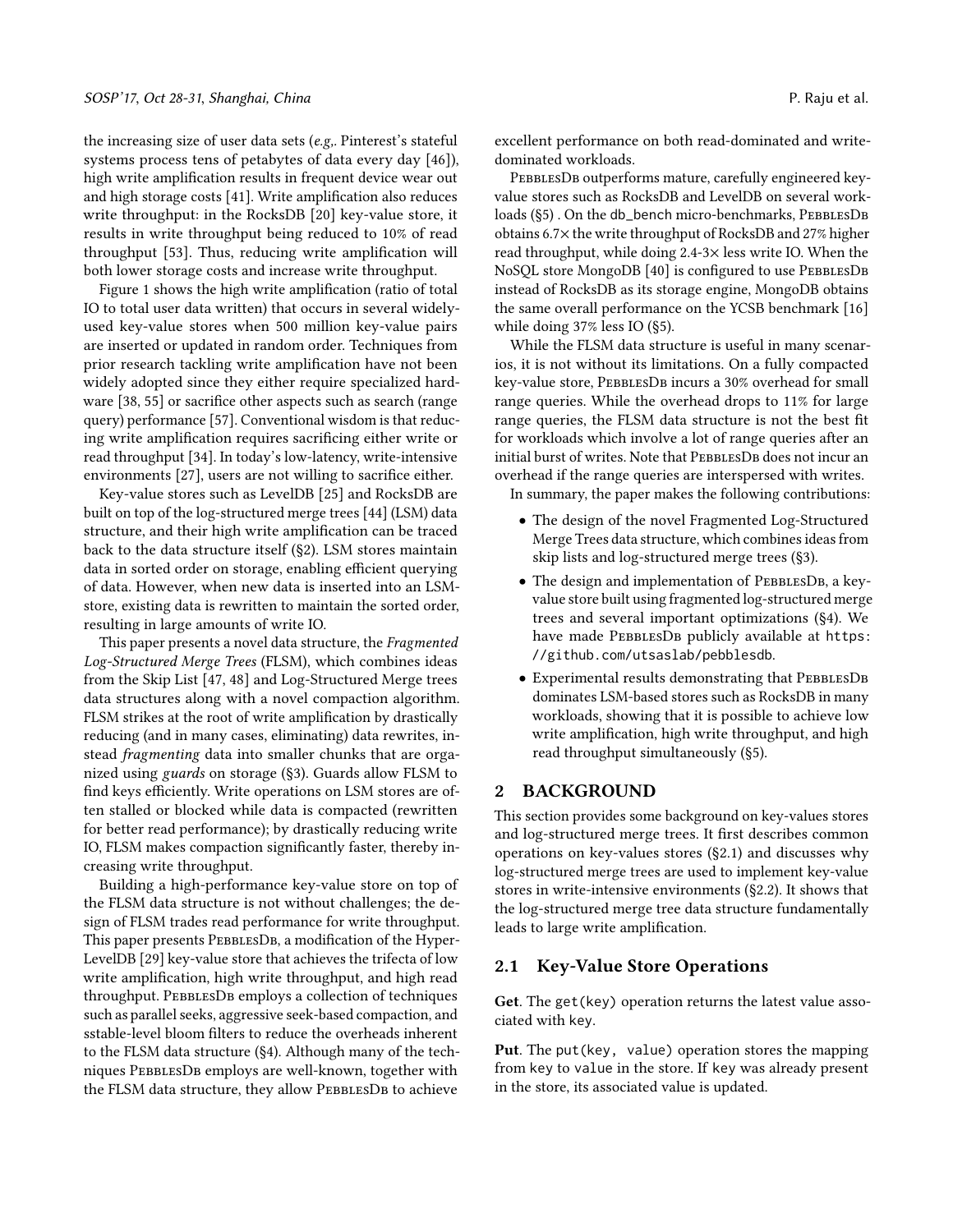the increasing size of user data sets (*e.g*,. Pinterest's stateful systems process tens of petabytes of data every day [46]), high write amplification results in frequent device wear out and high storage costs [41]. Write amplification also reduces write throughput: in the RocksDB [20] key-value store, it results in write throughput being reduced to 10% of read throughput [53]. Thus, reducing write amplification will both lower storage costs and increase write throughput.

Figure 1 shows the high write amplification (ratio of total IO to total user data written) that occurs in several widely-used key-value stores when 500 million key-value pairs are inserted or updated in random order. Techniques from prior research tackling write amplification have not been widely adopted since they either require specialized hardware [38, 55] or sacrifice other aspects such as search (range query) performance [57]. Conventional wisdom is that reducing write amplification requires sacrificing either write or read throughput [34]. In today's low-latency, write-intensive environments [27], users are not willing to sacrifice either.

Key-value stores such as LevelDB [25] and RocksDB are built on top of the log-structured merge trees [44] (LSM) data structure, and their high write amplification can be traced back to the data structure itself (§2). LSM stores maintain data in sorted order on storage, enabling efficient querying of data. However, when new data is inserted into an LSM-store, existing data is rewritten to maintain the sorted order, resulting in large amounts of write IO.

This paper presents a novel data structure, the *Fragmented Log-Structured Merge Trees* (FLSM), which combines ideas from the Skip List [47, 48] and Log-Structured Merge trees data structures along with a novel compaction algorithm. FLSM strikes at the root of write amplification by drastically reducing (and in many cases, eliminating) data rewrites, instead *fragmenting* data into smaller chunks that are organized using *guards* on storage (§3). Guards allow FLSM to find keys efficiently. Write operations on LSM stores are often stalled or blocked while data is compacted (rewritten for better read performance); by drastically reducing write IO, FLSM makes compaction significantly faster, thereby increasing write throughput.

Building a high-performance key-value store on top of the FLSM data structure is not without challenges; the design of FLSM trades read performance for write throughput. This paper presents PebblesDB, a modification of the HyperLevelDB [29] key-value store that achieves the trifecta of low write amplification, high write throughput, and high read throughput. PebblesDB employs a collection of techniques such as parallel seeks, aggressive seek-based compaction, and sstable-level bloom filters to reduce the overheads inherent to the FLSM data structure (§4). Although many of the techniques PebblesDB employs are well-known, together with the FLSM data structure, they allow PebblesDB to achieve excellent performance on both read-dominated and write-dominated workloads.

PebblesDB outperforms mature, carefully engineered key-value stores such as RocksDB and LevelDB on several workloads (§5) . On the db_bench micro-benchmarks, PebblesDB obtains 6.7× the write throughput of RocksDB and 27% higher read throughput, while doing 2.4-3× less write IO. When the NoSQL store MongoDB [40] is configured to use PebblesDB instead of RocksDB as its storage engine, MongoDB obtains the same overall performance on the YCSB benchmark [16] while doing 37% less IO (§5).

While the FLSM data structure is useful in many scenarios, it is not without its limitations. On a fully compacted key-value store, PebblesDB incurs a 30% overhead for small range queries. While the overhead drops to 11% for large range queries, the FLSM data structure is not the best fit for workloads which involve a lot of range queries after an initial burst of writes. Note that PebblesDB does not incur an overhead if the range queries are interspersed with writes.

In summary, the paper makes the following contributions:

- The design of the novel Fragmented Log-Structured Merge Trees data structure, which combines ideas from skip lists and log-structured merge trees (§3).
- The design and implementation of PebblesDB, a key-value store built using fragmented log-structured merge trees and several important optimizations (§4). We have made PebblesDB publicly available at https://github.com/utsaslab/pebblesdb.
- Experimental results demonstrating that PebblesDB dominates LSM-based stores such as RocksDB in many workloads, showing that it is possible to achieve low write amplification, high write throughput, and high read throughput simultaneously (§5).

## 2 BACKGROUND

This section provides some background on key-values stores and log-structured merge trees. It first describes common operations on key-values stores (§2.1) and discusses why log-structured merge trees are used to implement key-value stores in write-intensive environments (§2.2). It shows that the log-structured merge tree data structure fundamentally leads to large write amplification.

### 2.1 Key-Value Store Operations

**Get**. The get(key) operation returns the latest value associated with key.

**Put**. The put(key, value) operation stores the mapping from key to value in the store. If key was already present in the store, its associated value is updated.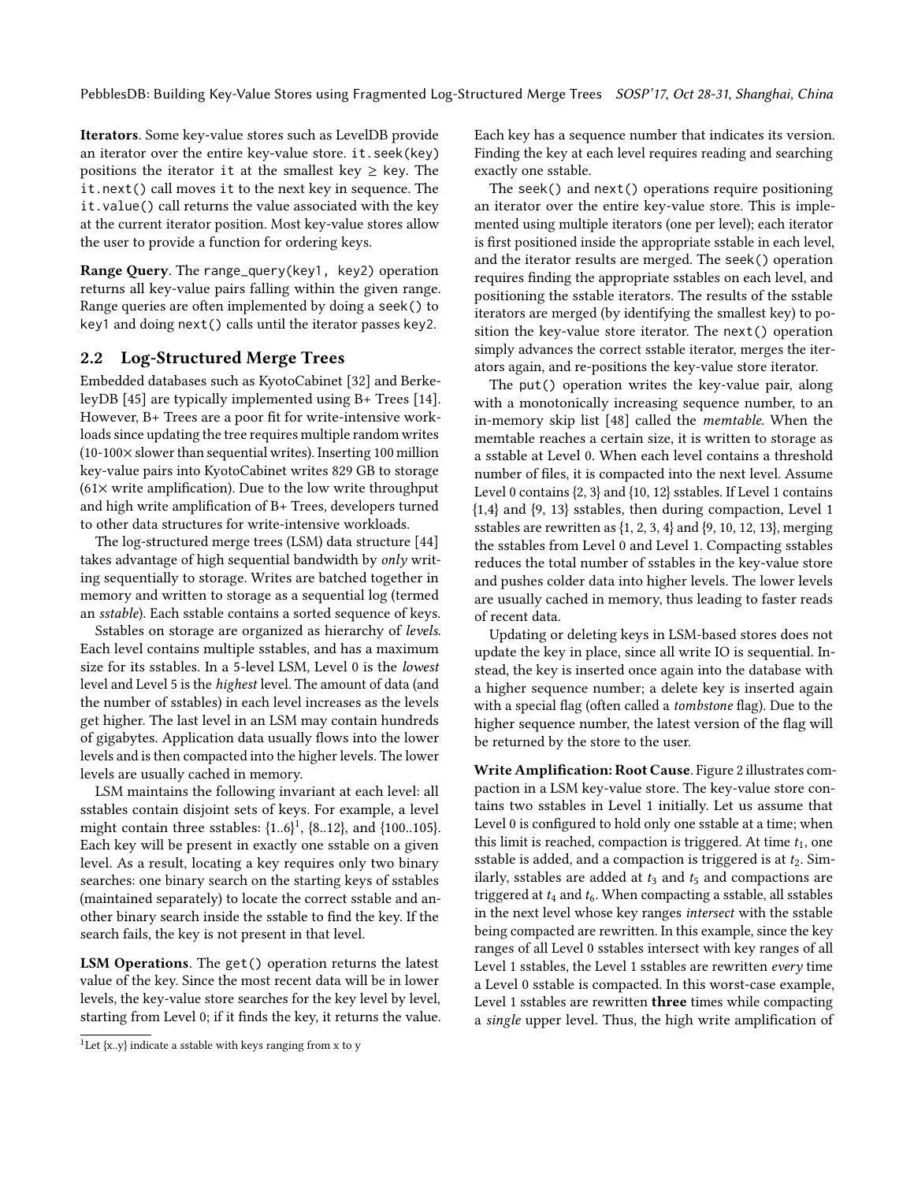**Iterators**. Some key-value stores such as LevelDB provide an iterator over the entire key-value store. `it.seek(key)` positions the iterator `it` at the smallest key ≥ `key`. The `it.next()` call moves `it` to the next key in sequence. The `it.value()` call returns the value associated with the key at the current iterator position. Most key-value stores allow the user to provide a function for ordering keys.

**Range Query**. The `range_query(key1, key2)` operation returns all key-value pairs falling within the given range. Range queries are often implemented by doing a `seek()` to `key1` and doing `next()` calls until the iterator passes `key2`.

## 2.2 Log-Structured Merge Trees

Embedded databases such as KyotoCabinet [32] and BerkeleyDB [45] are typically implemented using B+ Trees [14]. However, B+ Trees are a poor fit for write-intensive workloads since updating the tree requires multiple random writes (10-100× slower than sequential writes). Inserting 100 million key-value pairs into KyotoCabinet writes 829 GB to storage (61× write amplification). Due to the low write throughput and high write amplification of B+ Trees, developers turned to other data structures for write-intensive workloads.

The log-structured merge trees (LSM) data structure [44] takes advantage of high sequential bandwidth by *only* writing sequentially to storage. Writes are batched together in memory and written to storage as a sequential log (termed an *sstable*). Each sstable contains a sorted sequence of keys.

Sstables on storage are organized as hierarchy of *levels*. Each level contains multiple sstables, and has a maximum size for its sstables. In a 5-level LSM, Level 0 is the *lowest* level and Level 5 is the *highest* level. The amount of data (and the number of sstables) in each level increases as the levels get higher. The last level in an LSM may contain hundreds of gigabytes. Application data usually flows into the lower levels and is then compacted into the higher levels. The lower levels are usually cached in memory.

LSM maintains the following invariant at each level: all sstables contain disjoint sets of keys. For example, a level might contain three sstables: {1..6}[1], {8..12}, and {100..105}. Each key will be present in exactly one sstable on a given level. As a result, locating a key requires only two binary searches: one binary search on the starting keys of sstables (maintained separately) to locate the correct sstable and another binary search inside the sstable to find the key. If the search fails, the key is not present in that level.

**LSM Operations**. The `get()` operation returns the latest value of the key. Since the most recent data will be in lower levels, the key-value store searches for the key level by level, starting from Level 0; if it finds the key, it returns the value. Each key has a sequence number that indicates its version. Finding the key at each level requires reading and searching exactly one sstable.

The `seek()` and `next()` operations require positioning an iterator over the entire key-value store. This is implemented using multiple iterators (one per level); each iterator is first positioned inside the appropriate sstable in each level, and the iterator results are merged. The `seek()` operation requires finding the appropriate sstables on each level, and positioning the sstable iterators. The results of the sstable iterators are merged (by identifying the smallest key) to position the key-value store iterator. The `next()` operation simply advances the correct sstable iterator, merges the iterators again, and re-positions the key-value store iterator.

The `put()` operation writes the key-value pair, along with a monotonically increasing sequence number, to an in-memory skip list [48] called the *memtable*. When the memtable reaches a certain size, it is written to storage as a sstable at Level 0. When each level contains a threshold number of files, it is compacted into the next level. Assume Level 0 contains {2, 3} and {10, 12} sstables. If Level 1 contains {1,4} and {9, 13} sstables, then during compaction, Level 1 sstables are rewritten as {1, 2, 3, 4} and {9, 10, 12, 13}, merging the sstables from Level 0 and Level 1. Compacting sstables reduces the total number of sstables in the key-value store and pushes colder data into higher levels. The lower levels are usually cached in memory, thus leading to faster reads of recent data.

Updating or deleting keys in LSM-based stores does not update the key in place, since all write IO is sequential. Instead, the key is inserted once again into the database with a higher sequence number; a delete key is inserted again with a special flag (often called a *tombstone* flag). Due to the higher sequence number, the latest version of the flag will be returned by the store to the user.

**Write Amplification: Root Cause**. Figure 2 illustrates compaction in a LSM key-value store. The key-value store contains two sstables in Level 1 initially. Let us assume that Level 0 is configured to hold only one sstable at a time; when this limit is reached, compaction is triggered. At time $t_1$, one sstable is added, and a compaction is triggered is at $t_2$. Similarly, sstables are added at $t_3$ and $t_5$ and compactions are triggered at $t_4$ and $t_6$. When compacting a sstable, all sstables in the next level whose key ranges *intersect* with the sstable being compacted are rewritten. In this example, since the key ranges of all Level 0 sstables intersect with key ranges of all Level 1 sstables, the Level 1 sstables are rewritten *every* time a Level 0 sstable is compacted. In this worst-case example, Level 1 sstables are rewritten **three** times while compacting a *single* upper level. Thus, the high write amplification of

[1] Let {x..y} indicate a sstable with keys ranging from x to y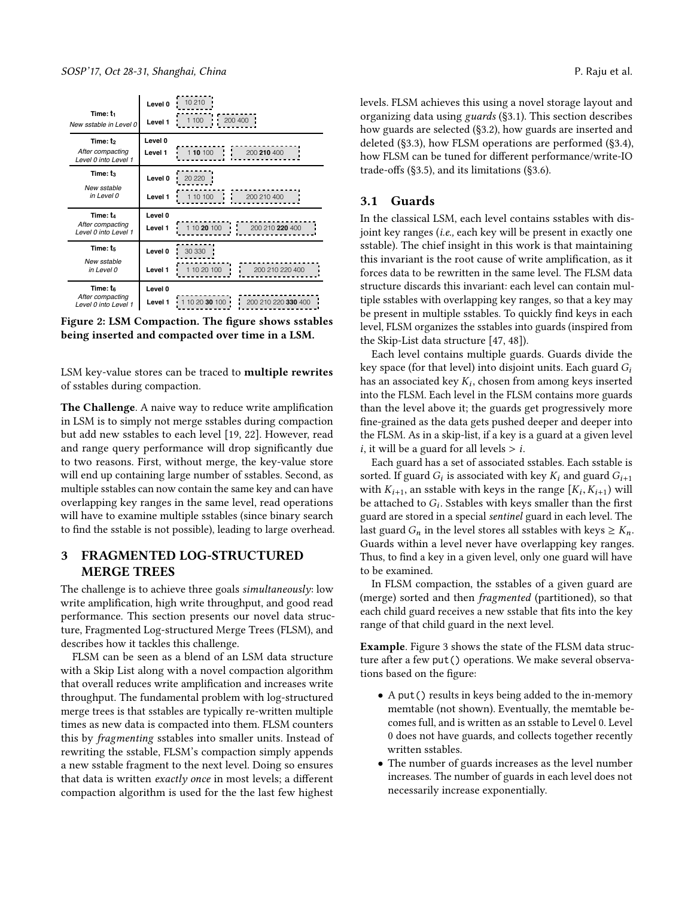| | | |
|---|---|---|
| **Time: t1** New sstable in Level 0 | Level 0 | 10 210 |
| | Level 1 | 1 100 ; 200 400 |
| **Time: t2** After compacting Level 0 into Level 1 | Level 0 | |
| | Level 1 | 1 **10** 100 ; 200 **210** 400 |
| **Time: t3** New sstable in Level 0 | Level 0 | 20 220 |
| | Level 1 | 1 10 100 ; 200 210 400 |
| **Time: t4** After compacting Level 0 into Level 1 | Level 0 | |
| | Level 1 | 1 10 **20** 100 ; 200 210 **220** 400 |
| **Time: t5** New sstable in Level 0 | Level 0 | 30 330 |
| | Level 1 | 1 10 20 100 ; 200 210 220 400 |
| **Time: t6** After compacting Level 0 into Level 1 | Level 0 | |
| | Level 1 | 1 10 20 **30** 100 ; 200 210 220 **330** 400 |

**Figure 2: LSM Compaction. The figure shows sstables being inserted and compacted over time in a LSM.**

LSM key-value stores can be traced to **multiple rewrites** of sstables during compaction.

**The Challenge**. A naive way to reduce write amplification in LSM is to simply not merge sstables during compaction but add new sstables to each level [19, 22]. However, read and range query performance will drop significantly due to two reasons. First, without merge, the key-value store will end up containing large number of sstables. Second, as multiple sstables can now contain the same key and can have overlapping key ranges in the same level, read operations will have to examine multiple sstables (since binary search to find the sstable is not possible), leading to large overhead.

## 3 FRAGMENTED LOG-STRUCTURED MERGE TREES

The challenge is to achieve three goals *simultaneously*: low write amplification, high write throughput, and good read performance. This section presents our novel data structure, Fragmented Log-structured Merge Trees (FLSM), and describes how it tackles this challenge.

FLSM can be seen as a blend of an LSM data structure with a Skip List along with a novel compaction algorithm that overall reduces write amplification and increases write throughput. The fundamental problem with log-structured merge trees is that sstables are typically re-written multiple times as new data is compacted into them. FLSM counters this by *fragmenting* sstables into smaller units. Instead of rewriting the sstable, FLSM's compaction simply appends a new sstable fragment to the next level. Doing so ensures that data is written *exactly once* in most levels; a different compaction algorithm is used for the the last few highest levels. FLSM achieves this using a novel storage layout and organizing data using *guards* (§3.1). This section describes how guards are selected (§3.2), how guards are inserted and deleted (§3.3), how FLSM operations are performed (§3.4), how FLSM can be tuned for different performance/write-IO trade-offs (§3.5), and its limitations (§3.6).

### 3.1 Guards

In the classical LSM, each level contains sstables with disjoint key ranges (*i.e.,* each key will be present in exactly one sstable). The chief insight in this work is that maintaining this invariant is the root cause of write amplification, as it forces data to be rewritten in the same level. The FLSM data structure discards this invariant: each level can contain multiple sstables with overlapping key ranges, so that a key may be present in multiple sstables. To quickly find keys in each level, FLSM organizes the sstables into guards (inspired from the Skip-List data structure [47, 48]).

Each level contains multiple guards. Guards divide the key space (for that level) into disjoint units. Each guard $G_i$ has an associated key $K_i$, chosen from among keys inserted into the FLSM. Each level in the FLSM contains more guards than the level above it; the guards get progressively more fine-grained as the data gets pushed deeper and deeper into the FLSM. As in a skip-list, if a key is a guard at a given level $i$, it will be a guard for all levels $> i$.

Each guard has a set of associated sstables. Each sstable is sorted. If guard $G_i$ is associated with key $K_i$ and guard $G_{i+1}$ with $K_{i+1}$, an sstable with keys in the range $[K_i, K_{i+1})$ will be attached to $G_i$. Sstables with keys smaller than the first guard are stored in a special *sentinel* guard in each level. The last guard $G_n$ in the level stores all sstables with keys $\geq K_n$. Guards within a level never have overlapping key ranges. Thus, to find a key in a given level, only one guard will have to be examined.

In FLSM compaction, the sstables of a given guard are (merge) sorted and then *fragmented* (partitioned), so that each child guard receives a new sstable that fits into the key range of that child guard in the next level.

**Example**. Figure 3 shows the state of the FLSM data structure after a few `put()` operations. We make several observations based on the figure:

- A `put()` results in keys being added to the in-memory memtable (not shown). Eventually, the memtable becomes full, and is written as an sstable to Level 0. Level 0 does not have guards, and collects together recently written sstables.
- The number of guards increases as the level number increases. The number of guards in each level does not necessarily increase exponentially.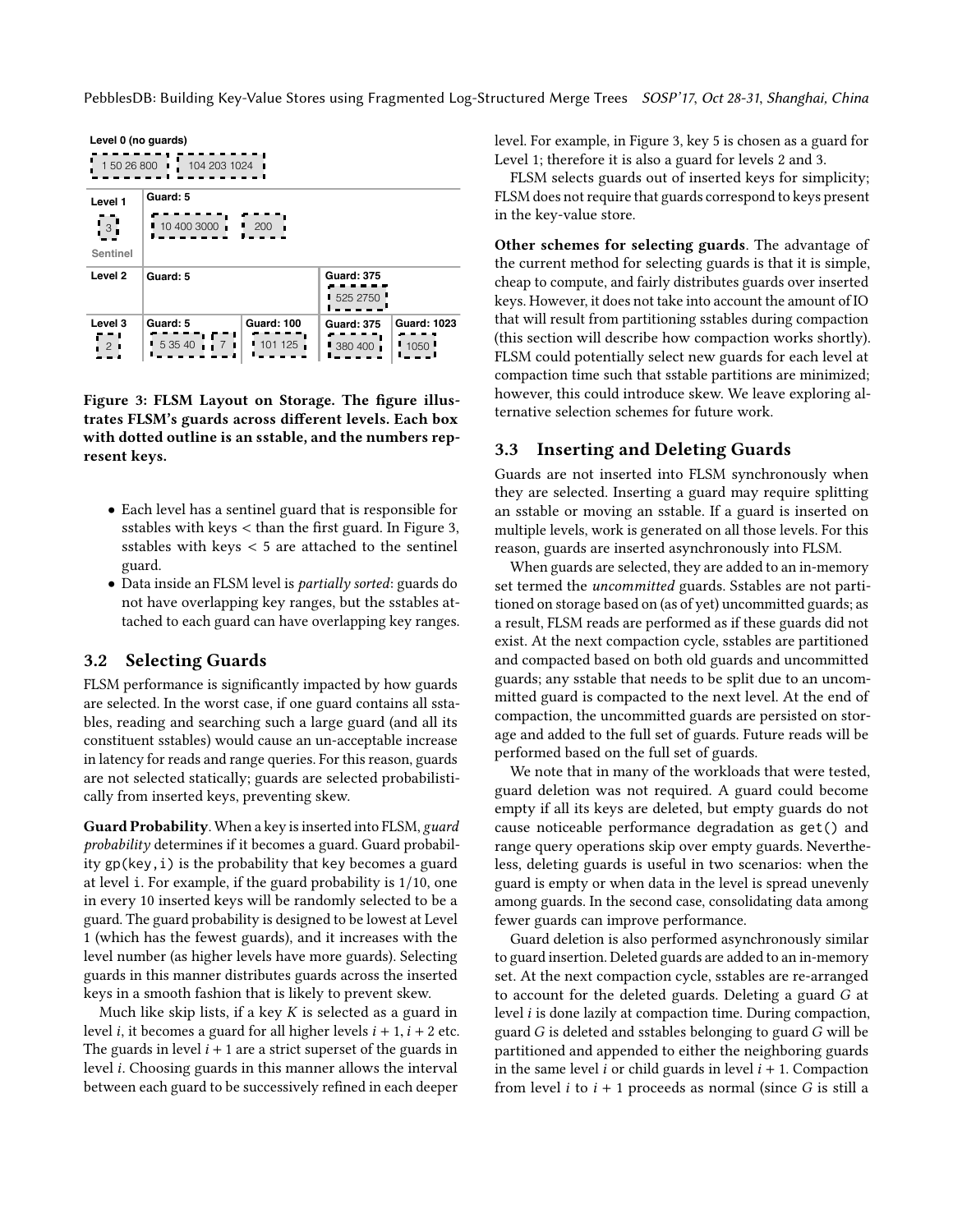Level 0 (no guards)

1 50 26 800 | 104 203 1024

Level 1

3

Sentinel

Guard: 5

10 400 3000 | 200

Level 2

Guard: 5

Guard: 375

525 2750

Level 3

2

Guard: 5

5 35 40 | 7

Guard: 100

101 125

Guard: 375

380 400

Guard: 1023

1050

**Figure 3: FLSM Layout on Storage. The figure illustrates FLSM's guards across different levels. Each box with dotted outline is an sstable, and the numbers represent keys.**

- Each level has a sentinel guard that is responsible for sstables with keys < than the first guard. In Figure 3, sstables with keys < 5 are attached to the sentinel guard.
- Data inside an FLSM level is *partially sorted*: guards do not have overlapping key ranges, but the sstables attached to each guard can have overlapping key ranges.

## 3.2 Selecting Guards

FLSM performance is significantly impacted by how guards are selected. In the worst case, if one guard contains all sstables, reading and searching such a large guard (and all its constituent sstables) would cause an un-acceptable increase in latency for reads and range queries. For this reason, guards are not selected statically; guards are selected probabilistically from inserted keys, preventing skew.

**Guard Probability**. When a key is inserted into FLSM, *guard probability* determines if it becomes a guard. Guard probability `gp(key,i)` is the probability that `key` becomes a guard at level `i`. For example, if the guard probability is 1/10, one in every 10 inserted keys will be randomly selected to be a guard. The guard probability is designed to be lowest at Level 1 (which has the fewest guards), and it increases with the level number (as higher levels have more guards). Selecting guards in this manner distributes guards across the inserted keys in a smooth fashion that is likely to prevent skew.

Much like skip lists, if a key $K$ is selected as a guard in level $i$, it becomes a guard for all higher levels $i+1$, $i+2$ etc. The guards in level $i+1$ are a strict superset of the guards in level $i$. Choosing guards in this manner allows the interval between each guard to be successively refined in each deeper level. For example, in Figure 3, key 5 is chosen as a guard for Level 1; therefore it is also a guard for levels 2 and 3.

FLSM selects guards out of inserted keys for simplicity; FLSM does not require that guards correspond to keys present in the key-value store.

**Other schemes for selecting guards**. The advantage of the current method for selecting guards is that it is simple, cheap to compute, and fairly distributes guards over inserted keys. However, it does not take into account the amount of IO that will result from partitioning sstables during compaction (this section will describe how compaction works shortly). FLSM could potentially select new guards for each level at compaction time such that sstable partitions are minimized; however, this could introduce skew. We leave exploring alternative selection schemes for future work.

## 3.3 Inserting and Deleting Guards

Guards are not inserted into FLSM synchronously when they are selected. Inserting a guard may require splitting an sstable or moving an sstable. If a guard is inserted on multiple levels, work is generated on all those levels. For this reason, guards are inserted asynchronously into FLSM.

When guards are selected, they are added to an in-memory set termed the *uncommitted* guards. Sstables are not partitioned on storage based on (as of yet) uncommitted guards; as a result, FLSM reads are performed as if these guards did not exist. At the next compaction cycle, sstables are partitioned and compacted based on both old guards and uncommitted guards; any sstable that needs to be split due to an uncommitted guard is compacted to the next level. At the end of compaction, the uncommitted guards are persisted on storage and added to the full set of guards. Future reads will be performed based on the full set of guards.

We note that in many of the workloads that were tested, guard deletion was not required. A guard could become empty if all its keys are deleted, but empty guards do not cause noticeable performance degradation as `get()` and range query operations skip over empty guards. Nevertheless, deleting guards is useful in two scenarios: when the guard is empty or when data in the level is spread unevenly among guards. In the second case, consolidating data among fewer guards can improve performance.

Guard deletion is also performed asynchronously similar to guard insertion. Deleted guards are added to an in-memory set. At the next compaction cycle, sstables are re-arranged to account for the deleted guards. Deleting a guard $G$ at level $i$ is done lazily at compaction time. During compaction, guard $G$ is deleted and sstables belonging to guard $G$ will be partitioned and appended to either the neighboring guards in the same level $i$ or child guards in level $i+1$. Compaction from level $i$ to $i+1$ proceeds as normal (since $G$ is still a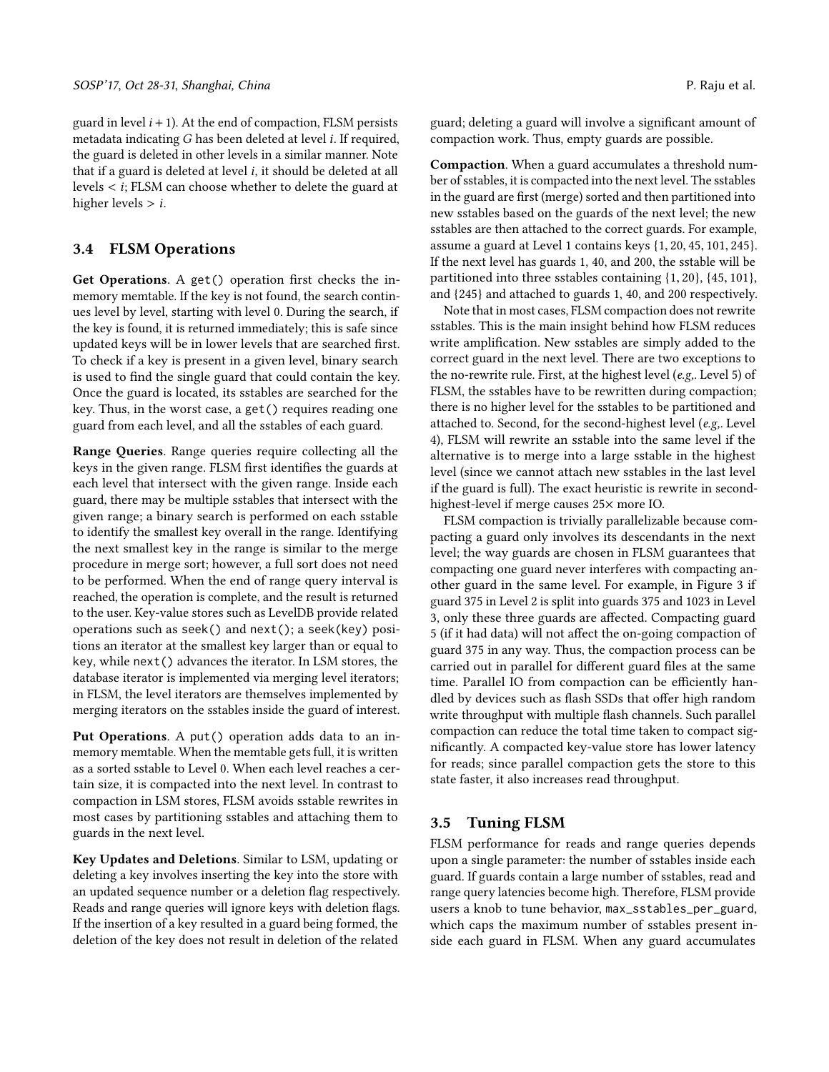guard in level $i+1$). At the end of compaction, FLSM persists metadata indicating $G$ has been deleted at level $i$. If required, the guard is deleted in other levels in a similar manner. Note that if a guard is deleted at level $i$, it should be deleted at all levels $< i$; FLSM can choose whether to delete the guard at higher levels $> i$.

### 3.4 FLSM Operations

**Get Operations**. A get() operation first checks the in-memory memtable. If the key is not found, the search continues level by level, starting with level 0. During the search, if the key is found, it is returned immediately; this is safe since updated keys will be in lower levels that are searched first. To check if a key is present in a given level, binary search is used to find the single guard that could contain the key. Once the guard is located, its sstables are searched for the key. Thus, in the worst case, a get() requires reading one guard from each level, and all the sstables of each guard.

**Range Queries**. Range queries require collecting all the keys in the given range. FLSM first identifies the guards at each level that intersect with the given range. Inside each guard, there may be multiple sstables that intersect with the given range; a binary search is performed on each sstable to identify the smallest key overall in the range. Identifying the next smallest key in the range is similar to the merge procedure in merge sort; however, a full sort does not need to be performed. When the end of range query interval is reached, the operation is complete, and the result is returned to the user. Key-value stores such as LevelDB provide related operations such as seek() and next(); a seek(key) positions an iterator at the smallest key larger than or equal to key, while next() advances the iterator. In LSM stores, the database iterator is implemented via merging level iterators; in FLSM, the level iterators are themselves implemented by merging iterators on the sstables inside the guard of interest.

**Put Operations**. A put() operation adds data to an in-memory memtable. When the memtable gets full, it is written as a sorted sstable to Level 0. When each level reaches a certain size, it is compacted into the next level. In contrast to compaction in LSM stores, FLSM avoids sstable rewrites in most cases by partitioning sstables and attaching them to guards in the next level.

**Key Updates and Deletions**. Similar to LSM, updating or deleting a key involves inserting the key into the store with an updated sequence number or a deletion flag respectively. Reads and range queries will ignore keys with deletion flags. If the insertion of a key resulted in a guard being formed, the deletion of the key does not result in deletion of the related guard; deleting a guard will involve a significant amount of compaction work. Thus, empty guards are possible.

**Compaction**. When a guard accumulates a threshold number of sstables, it is compacted into the next level. The sstables in the guard are first (merge) sorted and then partitioned into new sstables based on the guards of the next level; the new sstables are then attached to the correct guards. For example, assume a guard at Level 1 contains keys {1, 20, 45, 101, 245}. If the next level has guards 1, 40, and 200, the sstable will be partitioned into three sstables containing {1, 20}, {45, 101}, and {245} and attached to guards 1, 40, and 200 respectively.

Note that in most cases, FLSM compaction does not rewrite sstables. This is the main insight behind how FLSM reduces write amplification. New sstables are simply added to the correct guard in the next level. There are two exceptions to the no-rewrite rule. First, at the highest level (*e.g.,*. Level 5) of FLSM, the sstables have to be rewritten during compaction; there is no higher level for the sstables to be partitioned and attached to. Second, for the second-highest level (*e.g.,*. Level 4), FLSM will rewrite an sstable into the same level if the alternative is to merge into a large sstable in the highest level (since we cannot attach new sstables in the last level if the guard is full). The exact heuristic is rewrite in second-highest-level if merge causes 25× more IO.

FLSM compaction is trivially parallelizable because compacting a guard only involves its descendants in the next level; the way guards are chosen in FLSM guarantees that compacting one guard never interferes with compacting another guard in the same level. For example, in Figure 3 if guard 375 in Level 2 is split into guards 375 and 1023 in Level 3, only these three guards are affected. Compacting guard 5 (if it had data) will not affect the on-going compaction of guard 375 in any way. Thus, the compaction process can be carried out in parallel for different guard files at the same time. Parallel IO from compaction can be efficiently handled by devices such as flash SSDs that offer high random write throughput with multiple flash channels. Such parallel compaction can reduce the total time taken to compact significantly. A compacted key-value store has lower latency for reads; since parallel compaction gets the store to this state faster, it also increases read throughput.

### 3.5 Tuning FLSM

FLSM performance for reads and range queries depends upon a single parameter: the number of sstables inside each guard. If guards contain a large number of sstables, read and range query latencies become high. Therefore, FLSM provide users a knob to tune behavior, max_sstables_per_guard, which caps the maximum number of sstables present inside each guard in FLSM. When any guard accumulates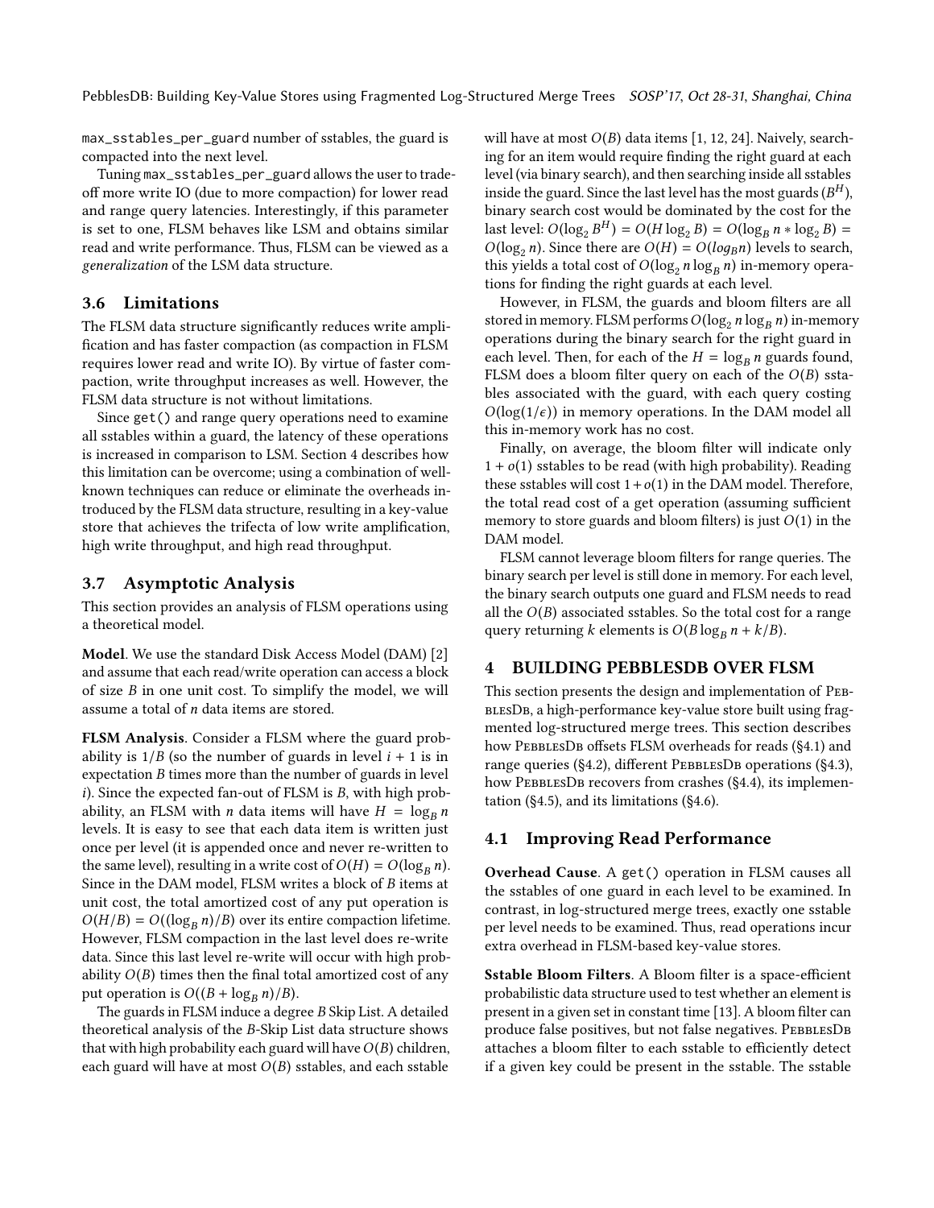max_sstables_per_guard number of sstables, the guard is compacted into the next level.

Tuning max_sstables_per_guard allows the user to trade-off more write IO (due to more compaction) for lower read and range query latencies. Interestingly, if this parameter is set to one, FLSM behaves like LSM and obtains similar read and write performance. Thus, FLSM can be viewed as a *generalization* of the LSM data structure.

### 3.6 Limitations

The FLSM data structure significantly reduces write amplification and has faster compaction (as compaction in FLSM requires lower read and write IO). By virtue of faster compaction, write throughput increases as well. However, the FLSM data structure is not without limitations.

Since get() and range query operations need to examine all sstables within a guard, the latency of these operations is increased in comparison to LSM. Section 4 describes how this limitation can be overcome; using a combination of well-known techniques can reduce or eliminate the overheads introduced by the FLSM data structure, resulting in a key-value store that achieves the trifecta of low write amplification, high write throughput, and high read throughput.

### 3.7 Asymptotic Analysis

This section provides an analysis of FLSM operations using a theoretical model.

**Model**. We use the standard Disk Access Model (DAM) [2] and assume that each read/write operation can access a block of size $B$ in one unit cost. To simplify the model, we will assume a total of $n$ data items are stored.

**FLSM Analysis**. Consider a FLSM where the guard probability is $1/B$ (so the number of guards in level $i+1$ is in expectation $B$ times more than the number of guards in level $i$). Since the expected fan-out of FLSM is $B$, with high probability, an FLSM with $n$ data items will have $H = \log_B n$ levels. It is easy to see that each data item is written just once per level (it is appended once and never re-written to the same level), resulting in a write cost of $O(H) = O(\log_B n)$. Since in the DAM model, FLSM writes a block of $B$ items at unit cost, the total amortized cost of any put operation is $O(H/B) = O((\log_B n)/B)$ over its entire compaction lifetime. However, FLSM compaction in the last level does re-write data. Since this last level re-write will occur with high probability $O(B)$ times then the final total amortized cost of any put operation is $O((B + \log_B n)/B)$.

The guards in FLSM induce a degree $B$ Skip List. A detailed theoretical analysis of the $B$-Skip List data structure shows that with high probability each guard will have $O(B)$ children, each guard will have at most $O(B)$ sstables, and each sstable will have at most $O(B)$ data items [1, 12, 24]. Naively, searching for an item would require finding the right guard at each level (via binary search), and then searching inside all sstables inside the guard. Since the last level has the most guards ($B^H$), binary search cost would be dominated by the cost for the last level: $O(\log_2 B^H) = O(H \log_2 B) = O(\log_B n * \log_2 B) = O(\log_2 n)$. Since there are $O(H) = O(log_B n)$ levels to search, this yields a total cost of $O(\log_2 n \log_B n)$ in-memory operations for finding the right guards at each level.

However, in FLSM, the guards and bloom filters are all stored in memory. FLSM performs $O(\log_2 n \log_B n)$ in-memory operations during the binary search for the right guard in each level. Then, for each of the $H = \log_B n$ guards found, FLSM does a bloom filter query on each of the $O(B)$ sstables associated with the guard, with each query costing $O(\log(1/\epsilon))$ in memory operations. In the DAM model all this in-memory work has no cost.

Finally, on average, the bloom filter will indicate only $1 + o(1)$ sstables to be read (with high probability). Reading these sstables will cost $1 + o(1)$ in the DAM model. Therefore, the total read cost of a get operation (assuming sufficient memory to store guards and bloom filters) is just $O(1)$ in the DAM model.

FLSM cannot leverage bloom filters for range queries. The binary search per level is still done in memory. For each level, the binary search outputs one guard and FLSM needs to read all the $O(B)$ associated sstables. So the total cost for a range query returning $k$ elements is $O(B \log_B n + k/B)$.

## 4 BUILDING PEBBLESDB OVER FLSM

This section presents the design and implementation of PebblesDb, a high-performance key-value store built using fragmented log-structured merge trees. This section describes how PebblesDb offsets FLSM overheads for reads (§4.1) and range queries (§4.2), different PebblesDb operations (§4.3), how PebblesDb recovers from crashes (§4.4), its implementation (§4.5), and its limitations (§4.6).

### 4.1 Improving Read Performance

**Overhead Cause.** A get() operation in FLSM causes all the sstables of one guard in each level to be examined. In contrast, in log-structured merge trees, exactly one sstable per level needs to be examined. Thus, read operations incur extra overhead in FLSM-based key-value stores.

**Sstable Bloom Filters**. A Bloom filter is a space-efficient probabilistic data structure used to test whether an element is present in a given set in constant time [13]. A bloom filter can produce false positives, but not false negatives. PebblesDb attaches a bloom filter to each sstable to efficiently detect if a given key could be present in the sstable. The sstable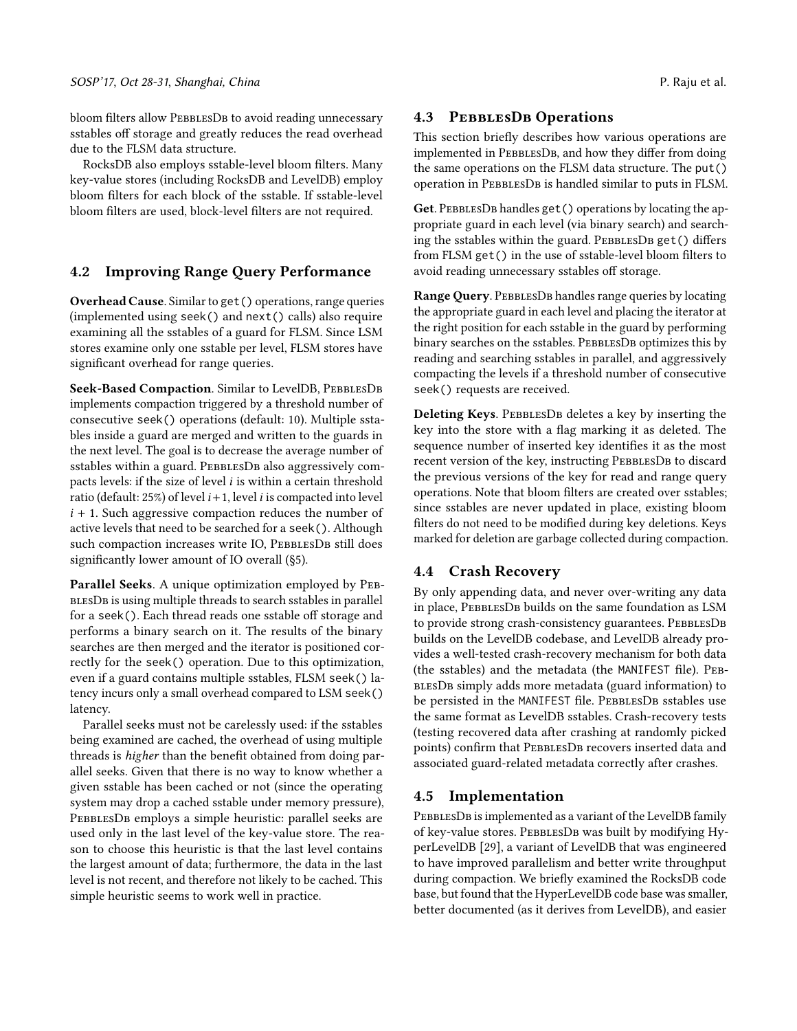bloom filters allow PebblesDb to avoid reading unnecessary sstables off storage and greatly reduces the read overhead due to the FLSM data structure.

RocksDB also employs sstable-level bloom filters. Many key-value stores (including RocksDB and LevelDB) employ bloom filters for each block of the sstable. If sstable-level bloom filters are used, block-level filters are not required.

## 4.2 Improving Range Query Performance

**Overhead Cause**. Similar to `get()` operations, range queries (implemented using `seek()` and `next()` calls) also require examining all the sstables of a guard for FLSM. Since LSM stores examine only one sstable per level, FLSM stores have significant overhead for range queries.

**Seek-Based Compaction**. Similar to LevelDB, PebblesDb implements compaction triggered by a threshold number of consecutive `seek()` operations (default: 10). Multiple sstables inside a guard are merged and written to the guards in the next level. The goal is to decrease the average number of sstables within a guard. PebblesDb also aggressively compacts levels: if the size of level $i$ is within a certain threshold ratio (default: 25%) of level $i+1$, level $i$ is compacted into level $i+1$. Such aggressive compaction reduces the number of active levels that need to be searched for a `seek()`. Although such compaction increases write IO, PebblesDb still does significantly lower amount of IO overall (§5).

**Parallel Seeks**. A unique optimization employed by PebblesDb is using multiple threads to search sstables in parallel for a `seek()`. Each thread reads one sstable off storage and performs a binary search on it. The results of the binary searches are then merged and the iterator is positioned correctly for the `seek()` operation. Due to this optimization, even if a guard contains multiple sstables, FLSM `seek()` latency incurs only a small overhead compared to LSM `seek()` latency.

Parallel seeks must not be carelessly used: if the sstables being examined are cached, the overhead of using multiple threads is *higher* than the benefit obtained from doing parallel seeks. Given that there is no way to know whether a given sstable has been cached or not (since the operating system may drop a cached sstable under memory pressure), PebblesDb employs a simple heuristic: parallel seeks are used only in the last level of the key-value store. The reason to choose this heuristic is that the last level contains the largest amount of data; furthermore, the data in the last level is not recent, and therefore not likely to be cached. This simple heuristic seems to work well in practice.

## 4.3 PebblesDb Operations

This section briefly describes how various operations are implemented in PebblesDb, and how they differ from doing the same operations on the FLSM data structure. The `put()` operation in PebblesDb is handled similar to puts in FLSM.

**Get**. PebblesDb handles `get()` operations by locating the appropriate guard in each level (via binary search) and searching the sstables within the guard. PebblesDb `get()` differs from FLSM `get()` in the use of sstable-level bloom filters to avoid reading unnecessary sstables off storage.

**Range Query**. PebblesDb handles range queries by locating the appropriate guard in each level and placing the iterator at the right position for each sstable in the guard by performing binary searches on the sstables. PebblesDb optimizes this by reading and searching sstables in parallel, and aggressively compacting the levels if a threshold number of consecutive `seek()` requests are received.

**Deleting Keys**. PebblesDb deletes a key by inserting the key into the store with a flag marking it as deleted. The sequence number of inserted key identifies it as the most recent version of the key, instructing PebblesDb to discard the previous versions of the key for read and range query operations. Note that bloom filters are created over sstables; since sstables are never updated in place, existing bloom filters do not need to be modified during key deletions. Keys marked for deletion are garbage collected during compaction.

## 4.4 Crash Recovery

By only appending data, and never over-writing any data in place, PebblesDb builds on the same foundation as LSM to provide strong crash-consistency guarantees. PebblesDb builds on the LevelDB codebase, and LevelDB already provides a well-tested crash-recovery mechanism for both data (the sstables) and the metadata (the `MANIFEST` file). PebblesDb simply adds more metadata (guard information) to be persisted in the `MANIFEST` file. PebblesDb sstables use the same format as LevelDB sstables. Crash-recovery tests (testing recovered data after crashing at randomly picked points) confirm that PebblesDb recovers inserted data and associated guard-related metadata correctly after crashes.

## 4.5 Implementation

PebblesDb is implemented as a variant of the LevelDB family of key-value stores. PebblesDb was built by modifying HyperLevelDB [29], a variant of LevelDB that was engineered to have improved parallelism and better write throughput during compaction. We briefly examined the RocksDB code base, but found that the HyperLevelDB code base was smaller, better documented (as it derives from LevelDB), and easier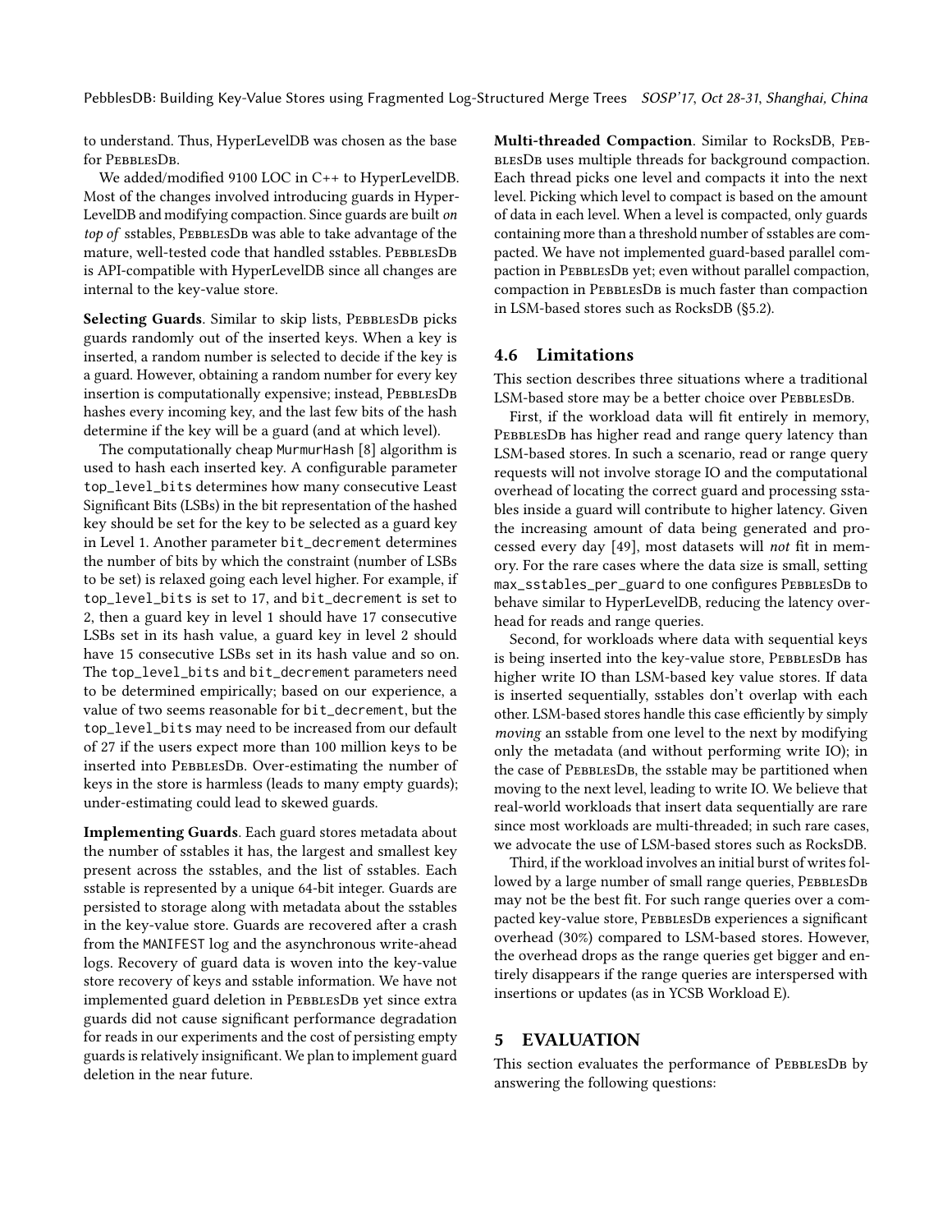to understand. Thus, HyperLevelDB was chosen as the base for PebblesDb.

We added/modified 9100 LOC in C++ to HyperLevelDB. Most of the changes involved introducing guards in HyperLevelDB and modifying compaction. Since guards are built *on top of* sstables, PebblesDb was able to take advantage of the mature, well-tested code that handled sstables. PebblesDb is API-compatible with HyperLevelDB since all changes are internal to the key-value store.

**Selecting Guards**. Similar to skip lists, PebblesDb picks guards randomly out of the inserted keys. When a key is inserted, a random number is selected to decide if the key is a guard. However, obtaining a random number for every key insertion is computationally expensive; instead, PebblesDb hashes every incoming key, and the last few bits of the hash determine if the key will be a guard (and at which level).

The computationally cheap `MurmurHash` [8] algorithm is used to hash each inserted key. A configurable parameter `top_level_bits` determines how many consecutive Least Significant Bits (LSBs) in the bit representation of the hashed key should be set for the key to be selected as a guard key in Level 1. Another parameter `bit_decrement` determines the number of bits by which the constraint (number of LSBs to be set) is relaxed going each level higher. For example, if `top_level_bits` is set to 17, and `bit_decrement` is set to 2, then a guard key in level 1 should have 17 consecutive LSBs set in its hash value, a guard key in level 2 should have 15 consecutive LSBs set in its hash value and so on. The `top_level_bits` and `bit_decrement` parameters need to be determined empirically; based on our experience, a value of two seems reasonable for `bit_decrement`, but the `top_level_bits` may need to be increased from our default of 27 if the users expect more than 100 million keys to be inserted into PebblesDb. Over-estimating the number of keys in the store is harmless (leads to many empty guards); under-estimating could lead to skewed guards.

**Implementing Guards**. Each guard stores metadata about the number of sstables it has, the largest and smallest key present across the sstables, and the list of sstables. Each sstable is represented by a unique 64-bit integer. Guards are persisted to storage along with metadata about the sstables in the key-value store. Guards are recovered after a crash from the `MANIFEST` log and the asynchronous write-ahead logs. Recovery of guard data is woven into the key-value store recovery of keys and sstable information. We have not implemented guard deletion in PebblesDb yet since extra guards did not cause significant performance degradation for reads in our experiments and the cost of persisting empty guards is relatively insignificant. We plan to implement guard deletion in the near future.

**Multi-threaded Compaction**. Similar to RocksDB, PebblesDb uses multiple threads for background compaction. Each thread picks one level and compacts it into the next level. Picking which level to compact is based on the amount of data in each level. When a level is compacted, only guards containing more than a threshold number of sstables are compacted. We have not implemented guard-based parallel compaction in PebblesDb yet; even without parallel compaction, compaction in PebblesDb is much faster than compaction in LSM-based stores such as RocksDB (§5.2).

## 4.6 Limitations

This section describes three situations where a traditional LSM-based store may be a better choice over PebblesDb.

First, if the workload data will fit entirely in memory, PebblesDb has higher read and range query latency than LSM-based stores. In such a scenario, read or range query requests will not involve storage IO and the computational overhead of locating the correct guard and processing sstables inside a guard will contribute to higher latency. Given the increasing amount of data being generated and processed every day [49], most datasets will *not* fit in memory. For the rare cases where the data size is small, setting `max_sstables_per_guard` to one configures PebblesDb to behave similar to HyperLevelDB, reducing the latency overhead for reads and range queries.

Second, for workloads where data with sequential keys is being inserted into the key-value store, PebblesDb has higher write IO than LSM-based key value stores. If data is inserted sequentially, sstables don't overlap with each other. LSM-based stores handle this case efficiently by simply *moving* an sstable from one level to the next by modifying only the metadata (and without performing write IO); in the case of PebblesDb, the sstable may be partitioned when moving to the next level, leading to write IO. We believe that real-world workloads that insert data sequentially are rare since most workloads are multi-threaded; in such rare cases, we advocate the use of LSM-based stores such as RocksDB.

Third, if the workload involves an initial burst of writes followed by a large number of small range queries, PebblesDb may not be the best fit. For such range queries over a compacted key-value store, PebblesDb experiences a significant overhead (30%) compared to LSM-based stores. However, the overhead drops as the range queries get bigger and entirely disappears if the range queries are interspersed with insertions or updates (as in YCSB Workload E).

# 5 EVALUATION

This section evaluates the performance of PebblesDb by answering the following questions: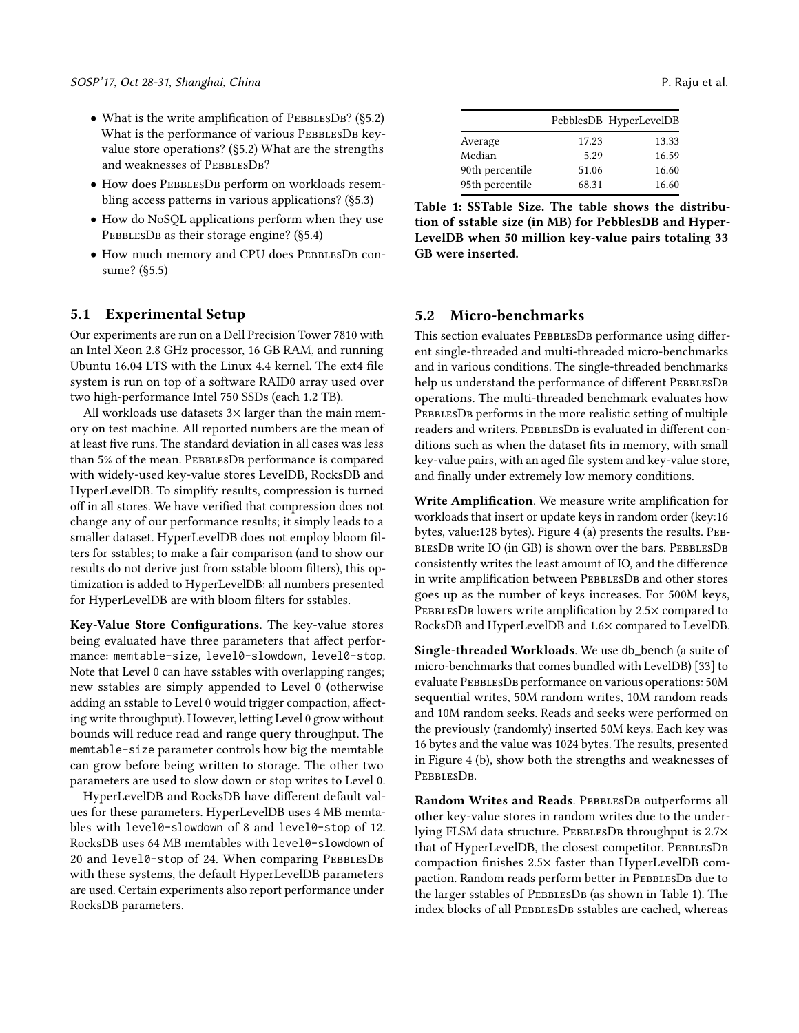- What is the write amplification of PebblesDB? (§5.2) What is the performance of various PebblesDB key-value store operations? (§5.2) What are the strengths and weaknesses of PebblesDB?
- How does PebblesDB perform on workloads resembling access patterns in various applications? (§5.3)
- How do NoSQL applications perform when they use PebblesDB as their storage engine? (§5.4)
- How much memory and CPU does PebblesDB consume? (§5.5)

## 5.1 Experimental Setup

Our experiments are run on a Dell Precision Tower 7810 with an Intel Xeon 2.8 GHz processor, 16 GB RAM, and running Ubuntu 16.04 LTS with the Linux 4.4 kernel. The ext4 file system is run on top of a software RAID0 array used over two high-performance Intel 750 SSDs (each 1.2 TB).

All workloads use datasets 3× larger than the main memory on test machine. All reported numbers are the mean of at least five runs. The standard deviation in all cases was less than 5% of the mean. PebblesDB performance is compared with widely-used key-value stores LevelDB, RocksDB and HyperLevelDB. To simplify results, compression is turned off in all stores. We have verified that compression does not change any of our performance results; it simply leads to a smaller dataset. HyperLevelDB does not employ bloom filters for sstables; to make a fair comparison (and to show our results do not derive just from sstable bloom filters), this optimization is added to HyperLevelDB: all numbers presented for HyperLevelDB are with bloom filters for sstables.

**Key-Value Store Configurations**. The key-value stores being evaluated have three parameters that affect performance: `memtable-size`, `level0-slowdown`, `level0-stop`. Note that Level 0 can have sstables with overlapping ranges; new sstables are simply appended to Level 0 (otherwise adding an sstable to Level 0 would trigger compaction, affecting write throughput). However, letting Level 0 grow without bounds will reduce read and range query throughput. The `memtable-size` parameter controls how big the memtable can grow before being written to storage. The other two parameters are used to slow down or stop writes to Level 0.

HyperLevelDB and RocksDB have different default values for these parameters. HyperLevelDB uses 4 MB memtables with `level0-slowdown` of 8 and `level0-stop` of 12. RocksDB uses 64 MB memtables with `level0-slowdown` of 20 and `level0-stop` of 24. When comparing PebblesDB with these systems, the default HyperLevelDB parameters are used. Certain experiments also report performance under RocksDB parameters.

| | PebblesDB | HyperLevelDB |
|---|---|---|
| Average | 17.23 | 13.33 |
| Median | 5.29 | 16.59 |
| 90th percentile | 51.06 | 16.60 |
| 95th percentile | 68.31 | 16.60 |

**Table 1: SSTable Size. The table shows the distribution of sstable size (in MB) for PebblesDB and HyperLevelDB when 50 million key-value pairs totaling 33 GB were inserted.**

## 5.2 Micro-benchmarks

This section evaluates PebblesDB performance using different single-threaded and multi-threaded micro-benchmarks and in various conditions. The single-threaded benchmarks help us understand the performance of different PebblesDB operations. The multi-threaded benchmark evaluates how PebblesDB performs in the more realistic setting of multiple readers and writers. PebblesDB is evaluated in different conditions such as when the dataset fits in memory, with small key-value pairs, with an aged file system and key-value store, and finally under extremely low memory conditions.

**Write Amplification**. We measure write amplification for workloads that insert or update keys in random order (key:16 bytes, value:128 bytes). Figure 4 (a) presents the results. PebblesDB write IO (in GB) is shown over the bars. PebblesDB consistently writes the least amount of IO, and the difference in write amplification between PebblesDB and other stores goes up as the number of keys increases. For 500M keys, PebblesDB lowers write amplification by 2.5× compared to RocksDB and HyperLevelDB and 1.6× compared to LevelDB.

**Single-threaded Workloads**. We use db_bench (a suite of micro-benchmarks that comes bundled with LevelDB) [33] to evaluate PebblesDB performance on various operations: 50M sequential writes, 50M random writes, 10M random reads and 10M random seeks. Reads and seeks were performed on the previously (randomly) inserted 50M keys. Each key was 16 bytes and the value was 1024 bytes. The results, presented in Figure 4 (b), show both the strengths and weaknesses of PebblesDB.

**Random Writes and Reads**. PebblesDB outperforms all other key-value stores in random writes due to the underlying FLSM data structure. PebblesDB throughput is 2.7× that of HyperLevelDB, the closest competitor. PebblesDB compaction finishes 2.5× faster than HyperLevelDB compaction. Random reads perform better in PebblesDB due to the larger sstables of PebblesDB (as shown in Table 1). The index blocks of all PebblesDB sstables are cached, whereas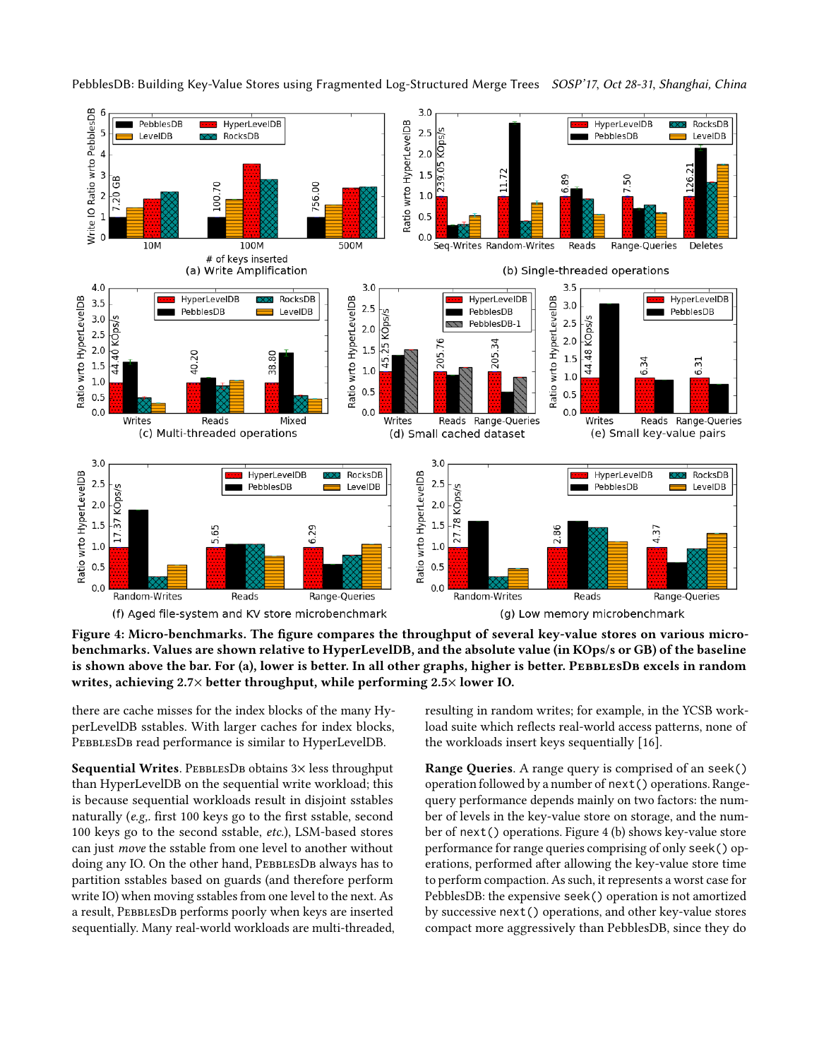**Figure 4: Micro-benchmarks. The figure compares the throughput of several key-value stores on various micro-benchmarks. Values are shown relative to HyperLevelDB, and the absolute value (in KOps/s or GB) of the baseline is shown above the bar. For (a), lower is better. In all other graphs, higher is better. PebblesDB excels in random writes, achieving 2.7× better throughput, while performing 2.5× lower IO.**

there are cache misses for the index blocks of the many HyperLevelDB sstables. With larger caches for index blocks, PebblesDB read performance is similar to HyperLevelDB.

**Sequential Writes**. PebblesDB obtains 3× less throughput than HyperLevelDB on the sequential write workload; this is because sequential workloads result in disjoint sstables naturally (*e.g.*, first 100 keys go to the first sstable, second 100 keys go to the second sstable, *etc.*), LSM-based stores can just *move* the sstable from one level to another without doing any IO. On the other hand, PebblesDB always has to partition sstables based on guards (and therefore perform write IO) when moving sstables from one level to the next. As a result, PebblesDB performs poorly when keys are inserted sequentially. Many real-world workloads are multi-threaded, resulting in random writes; for example, in the YCSB workload suite which reflects real-world access patterns, none of the workloads insert keys sequentially [16].

**Range Queries**. A range query is comprised of an `seek()` operation followed by a number of `next()` operations. Range-query performance depends mainly on two factors: the number of levels in the key-value store on storage, and the number of `next()` operations. Figure 4 (b) shows key-value store performance for range queries comprising of only `seek()` operations, performed after allowing the key-value store time to perform compaction. As such, it represents a worst case for PebblesDB: the expensive `seek()` operation is not amortized by successive `next()` operations, and other key-value stores compact more aggressively than PebblesDB, since they do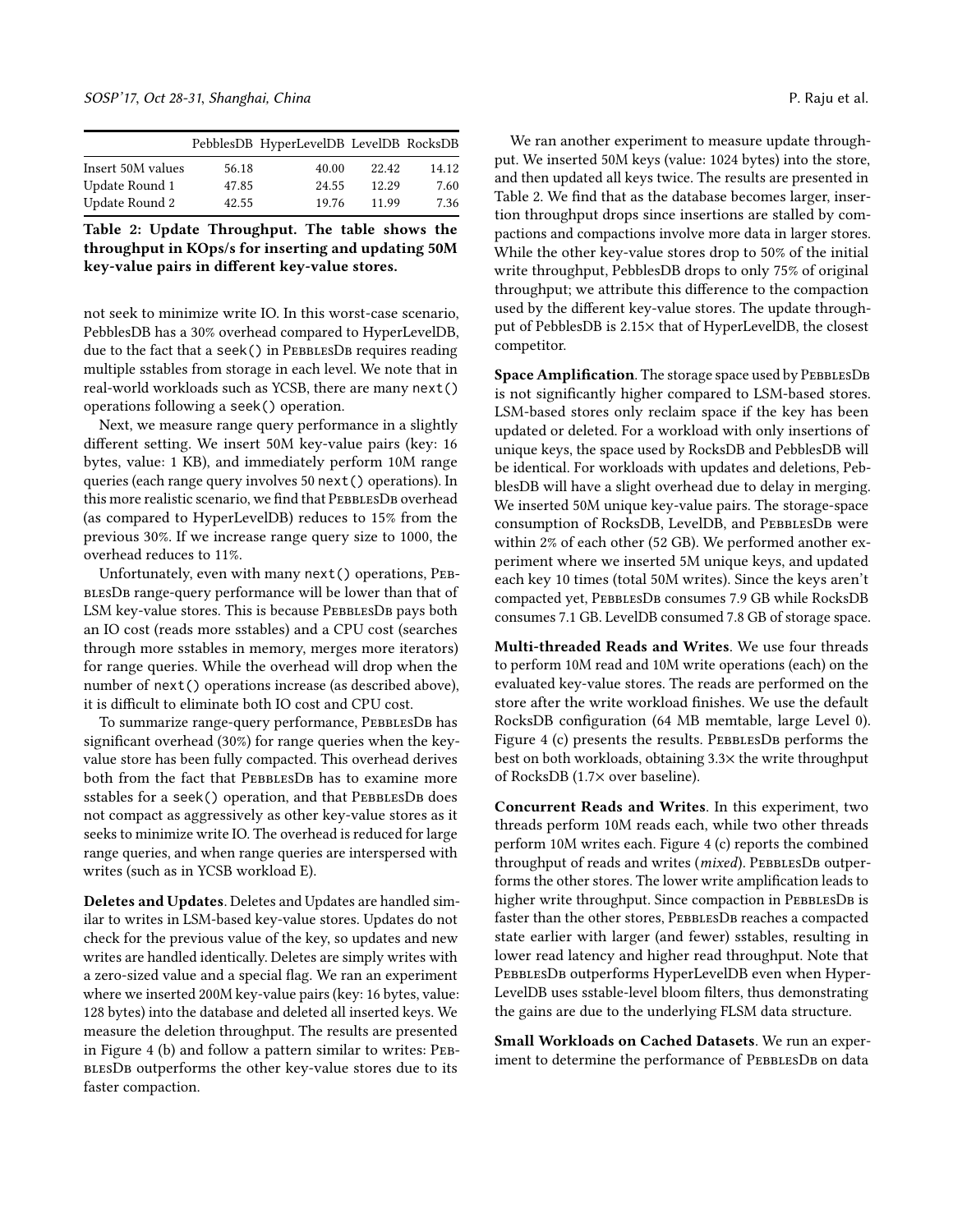| | PebblesDB | HyperLevelDB | LevelDB | RocksDB |
|---|---|---|---|---|
| Insert 50M values | 56.18 | 40.00 | 22.42 | 14.12 |
| Update Round 1 | 47.85 | 24.55 | 12.29 | 7.60 |
| Update Round 2 | 42.55 | 19.76 | 11.99 | 7.36 |

**Table 2: Update Throughput. The table shows the throughput in KOps/s for inserting and updating 50M key-value pairs in different key-value stores.**

not seek to minimize write IO. In this worst-case scenario, PebblesDB has a 30% overhead compared to HyperLevelDB, due to the fact that a `seek()` in PebblesDb requires reading multiple sstables from storage in each level. We note that in real-world workloads such as YCSB, there are many `next()` operations following a `seek()` operation.

Next, we measure range query performance in a slightly different setting. We insert 50M key-value pairs (key: 16 bytes, value: 1 KB), and immediately perform 10M range queries (each range query involves 50 `next()` operations). In this more realistic scenario, we find that PebblesDb overhead (as compared to HyperLevelDB) reduces to 15% from the previous 30%. If we increase range query size to 1000, the overhead reduces to 11%.

Unfortunately, even with many `next()` operations, PebblesDb range-query performance will be lower than that of LSM key-value stores. This is because PebblesDb pays both an IO cost (reads more sstables) and a CPU cost (searches through more sstables in memory, merges more iterators) for range queries. While the overhead will drop when the number of `next()` operations increase (as described above), it is difficult to eliminate both IO cost and CPU cost.

To summarize range-query performance, PebblesDb has significant overhead (30%) for range queries when the key-value store has been fully compacted. This overhead derives both from the fact that PebblesDb has to examine more sstables for a `seek()` operation, and that PebblesDb does not compact as aggressively as other key-value stores as it seeks to minimize write IO. The overhead is reduced for large range queries, and when range queries are interspersed with writes (such as in YCSB workload E).

**Deletes and Updates**. Deletes and Updates are handled similar to writes in LSM-based key-value stores. Updates do not check for the previous value of the key, so updates and new writes are handled identically. Deletes are simply writes with a zero-sized value and a special flag. We ran an experiment where we inserted 200M key-value pairs (key: 16 bytes, value: 128 bytes) into the database and deleted all inserted keys. We measure the deletion throughput. The results are presented in Figure 4 (b) and follow a pattern similar to writes: PebblesDb outperforms the other key-value stores due to its faster compaction.

We ran another experiment to measure update throughput. We inserted 50M keys (value: 1024 bytes) into the store, and then updated all keys twice. The results are presented in Table 2. We find that as the database becomes larger, insertion throughput drops since insertions are stalled by compactions and compactions involve more data in larger stores. While the other key-value stores drop to 50% of the initial write throughput, PebblesDB drops to only 75% of original throughput; we attribute this difference to the compaction used by the different key-value stores. The update throughput of PebblesDB is 2.15× that of HyperLevelDB, the closest competitor.

**Space Amplification**. The storage space used by PebblesDb is not significantly higher compared to LSM-based stores. LSM-based stores only reclaim space if the key has been updated or deleted. For a workload with only insertions of unique keys, the space used by RocksDB and PebblesDB will be identical. For workloads with updates and deletions, PebblesDB will have a slight overhead due to delay in merging. We inserted 50M unique key-value pairs. The storage-space consumption of RocksDB, LevelDB, and PebblesDb were within 2% of each other (52 GB). We performed another experiment where we inserted 5M unique keys, and updated each key 10 times (total 50M writes). Since the keys aren't compacted yet, PebblesDb consumes 7.9 GB while RocksDB consumes 7.1 GB. LevelDB consumed 7.8 GB of storage space.

**Multi-threaded Reads and Writes**. We use four threads to perform 10M read and 10M write operations (each) on the evaluated key-value stores. The reads are performed on the store after the write workload finishes. We use the default RocksDB configuration (64 MB memtable, large Level 0). Figure 4 (c) presents the results. PebblesDb performs the best on both workloads, obtaining 3.3× the write throughput of RocksDB (1.7× over baseline).

**Concurrent Reads and Writes**. In this experiment, two threads perform 10M reads each, while two other threads perform 10M writes each. Figure 4 (c) reports the combined throughput of reads and writes (*mixed*). PebblesDb outperforms the other stores. The lower write amplification leads to higher write throughput. Since compaction in PebblesDb is faster than the other stores, PebblesDb reaches a compacted state earlier with larger (and fewer) sstables, resulting in lower read latency and higher read throughput. Note that PebblesDb outperforms HyperLevelDB even when HyperLevelDB uses sstable-level bloom filters, thus demonstrating the gains are due to the underlying FLSM data structure.

**Small Workloads on Cached Datasets**. We run an experiment to determine the performance of PebblesDb on data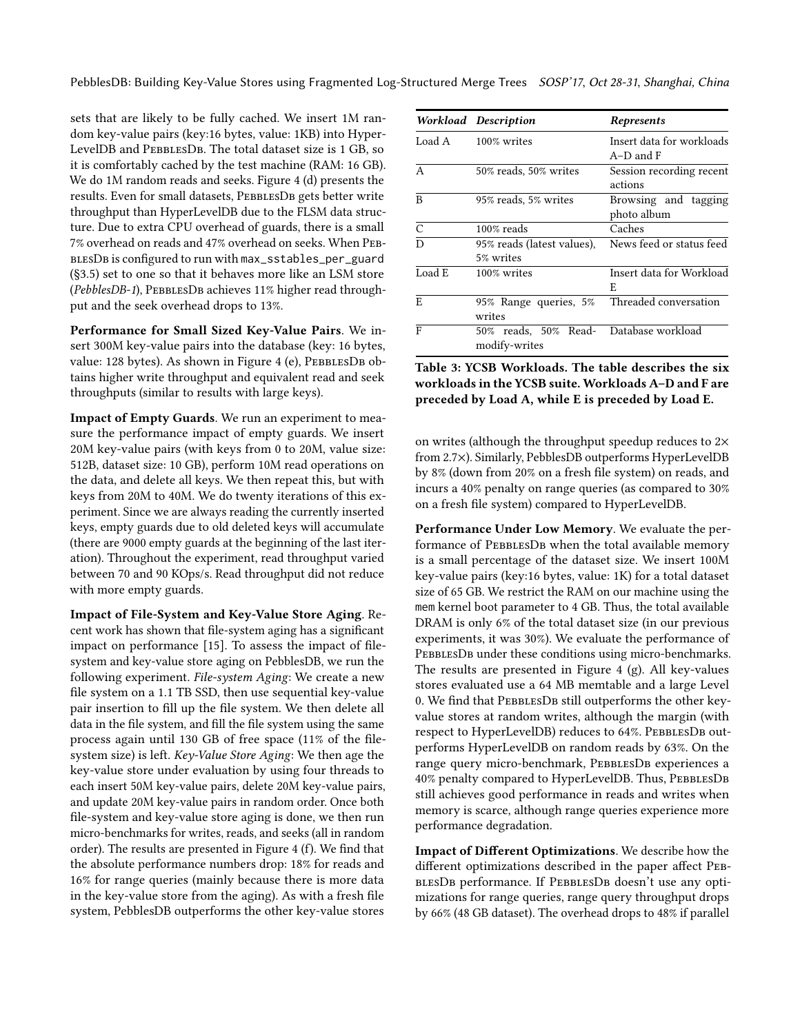sets that are likely to be fully cached. We insert 1M random key-value pairs (key:16 bytes, value: 1KB) into HyperLevelDB and PebblesDB. The total dataset size is 1 GB, so it is comfortably cached by the test machine (RAM: 16 GB). We do 1M random reads and seeks. Figure 4 (d) presents the results. Even for small datasets, PebblesDB gets better write throughput than HyperLevelDB due to the FLSM data structure. Due to extra CPU overhead of guards, there is a small 7% overhead on reads and 47% overhead on seeks. When PebblesDB is configured to run with `max_sstables_per_guard` (§3.5) set to one so that it behaves more like an LSM store (*PebblesDB-1*), PebblesDB achieves 11% higher read throughput and the seek overhead drops to 13%.

**Performance for Small Sized Key-Value Pairs**. We insert 300M key-value pairs into the database (key: 16 bytes, value: 128 bytes). As shown in Figure 4 (e), PebblesDB obtains higher write throughput and equivalent read and seek throughputs (similar to results with large keys).

**Impact of Empty Guards**. We run an experiment to measure the performance impact of empty guards. We insert 20M key-value pairs (with keys from 0 to 20M, value size: 512B, dataset size: 10 GB), perform 10M read operations on the data, and delete all keys. We then repeat this, but with keys from 20M to 40M. We do twenty iterations of this experiment. Since we are always reading the currently inserted keys, empty guards due to old deleted keys will accumulate (there are 9000 empty guards at the beginning of the last iteration). Throughout the experiment, read throughput varied between 70 and 90 KOps/s. Read throughput did not reduce with more empty guards.

**Impact of File-System and Key-Value Store Aging**. Recent work has shown that file-system aging has a significant impact on performance [15]. To assess the impact of file-system and key-value store aging on PebblesDB, we run the following experiment. *File-system Aging*: We create a new file system on a 1.1 TB SSD, then use sequential key-value pair insertion to fill up the file system. We then delete all data in the file system, and fill the file system using the same process again until 130 GB of free space (11% of the file-system size) is left. *Key-Value Store Aging*: We then age the key-value store under evaluation by using four threads to each insert 50M key-value pairs, delete 20M key-value pairs, and update 20M key-value pairs in random order. Once both file-system and key-value store aging is done, we then run micro-benchmarks for writes, reads, and seeks (all in random order). The results are presented in Figure 4 (f). We find that the absolute performance numbers drop: 18% for reads and 16% for range queries (mainly because there is more data in the key-value store from the aging). As with a fresh file system, PebblesDB outperforms the other key-value stores on writes (although the throughput speedup reduces to 2× from 2.7×). Similarly, PebblesDB outperforms HyperLevelDB by 8% (down from 20% on a fresh file system) on reads, and incurs a 40% penalty on range queries (as compared to 30% on a fresh file system) compared to HyperLevelDB.

| *Workload* | *Description* | *Represents* |
|---|---|---|
| Load A | 100% writes | Insert data for workloads A–D and F |
| A | 50% reads, 50% writes | Session recording recent actions |
| B | 95% reads, 5% writes | Browsing and tagging photo album |
| C | 100% reads | Caches |
| D | 95% reads (latest values), 5% writes | News feed or status feed |
| Load E | 100% writes | Insert data for Workload E |
| E | 95% Range queries, 5% writes | Threaded conversation |
| F | 50% reads, 50% Read-modify-writes | Database workload |

**Table 3: YCSB Workloads. The table describes the six workloads in the YCSB suite. Workloads A–D and F are preceded by Load A, while E is preceded by Load E.**

**Performance Under Low Memory**. We evaluate the performance of PebblesDB when the total available memory is a small percentage of the dataset size. We insert 100M key-value pairs (key:16 bytes, value: 1K) for a total dataset size of 65 GB. We restrict the RAM on our machine using the `mem` kernel boot parameter to 4 GB. Thus, the total available DRAM is only 6% of the total dataset size (in our previous experiments, it was 30%). We evaluate the performance of PebblesDB under these conditions using micro-benchmarks. The results are presented in Figure 4 (g). All key-values stores evaluated use a 64 MB memtable and a large Level 0. We find that PebblesDB still outperforms the other key-value stores at random writes, although the margin (with respect to HyperLevelDB) reduces to 64%. PebblesDB outperforms HyperLevelDB on random reads by 63%. On the range query micro-benchmark, PebblesDB experiences a 40% penalty compared to HyperLevelDB. Thus, PebblesDB still achieves good performance in reads and writes when memory is scarce, although range queries experience more performance degradation.

**Impact of Different Optimizations**. We describe how the different optimizations described in the paper affect PebblesDB performance. If PebblesDB doesn't use any optimizations for range queries, range query throughput drops by 66% (48 GB dataset). The overhead drops to 48% if parallel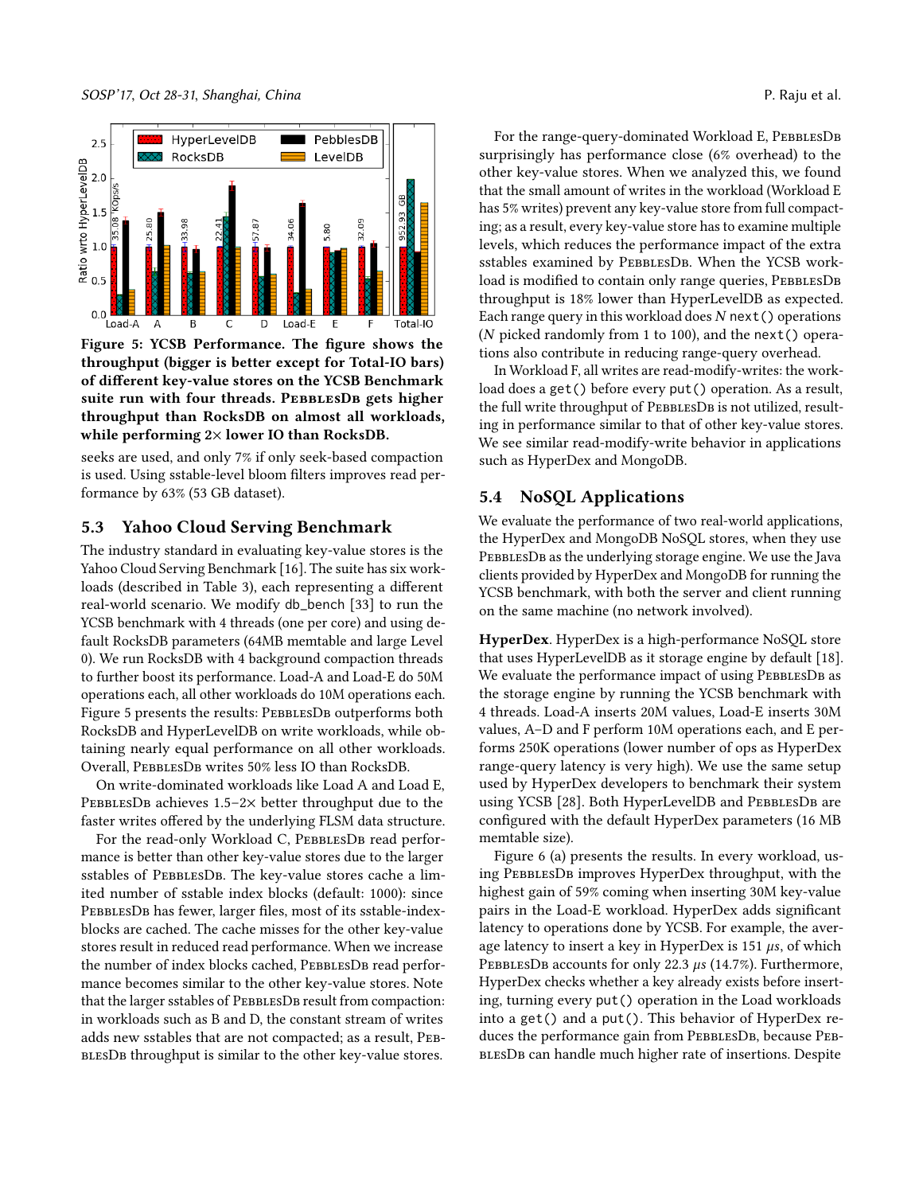Figure 5: YCSB Performance. The figure shows the throughput (bigger is better except for Total-IO bars) of different key-value stores on the YCSB Benchmark suite run with four threads. PebblesDb gets higher throughput than RocksDB on almost all workloads, while performing 2× lower IO than RocksDB.

seeks are used, and only 7% if only seek-based compaction is used. Using sstable-level bloom filters improves read performance by 63% (53 GB dataset).

### 5.3 Yahoo Cloud Serving Benchmark

The industry standard in evaluating key-value stores is the Yahoo Cloud Serving Benchmark [16]. The suite has six workloads (described in Table 3), each representing a different real-world scenario. We modify db_bench [33] to run the YCSB benchmark with 4 threads (one per core) and using default RocksDB parameters (64MB memtable and large Level 0). We run RocksDB with 4 background compaction threads to further boost its performance. Load-A and Load-E do 50M operations each, all other workloads do 10M operations each. Figure 5 presents the results: PebblesDb outperforms both RocksDB and HyperLevelDB on write workloads, while obtaining nearly equal performance on all other workloads. Overall, PebblesDb writes 50% less IO than RocksDB.

On write-dominated workloads like Load A and Load E, PebblesDb achieves 1.5–2× better throughput due to the faster writes offered by the underlying FLSM data structure.

For the read-only Workload C, PebblesDb read performance is better than other key-value stores due to the larger sstables of PebblesDb. The key-value stores cache a limited number of sstable index blocks (default: 1000): since PebblesDb has fewer, larger files, most of its sstable-index-blocks are cached. The cache misses for the other key-value stores result in reduced read performance. When we increase the number of index blocks cached, PebblesDb read performance becomes similar to the other key-value stores. Note that the larger sstables of PebblesDb result from compaction: in workloads such as B and D, the constant stream of writes adds new sstables that are not compacted; as a result, PebblesDb throughput is similar to the other key-value stores.

For the range-query-dominated Workload E, PebblesDb surprisingly has performance close (6% overhead) to the other key-value stores. When we analyzed this, we found that the small amount of writes in the workload (Workload E has 5% writes) prevent any key-value store from full compacting; as a result, every key-value store has to examine multiple levels, which reduces the performance impact of the extra sstables examined by PebblesDb. When the YCSB workload is modified to contain only range queries, PebblesDb throughput is 18% lower than HyperLevelDB as expected. Each range query in this workload does $N$ `next()` operations ($N$ picked randomly from 1 to 100), and the `next()` operations also contribute in reducing range-query overhead.

In Workload F, all writes are read-modify-writes: the workload does a `get()` before every `put()` operation. As a result, the full write throughput of PebblesDb is not utilized, resulting in performance similar to that of other key-value stores. We see similar read-modify-write behavior in applications such as HyperDex and MongoDB.

### 5.4 NoSQL Applications

We evaluate the performance of two real-world applications, the HyperDex and MongoDB NoSQL stores, when they use PebblesDb as the underlying storage engine. We use the Java clients provided by HyperDex and MongoDB for running the YCSB benchmark, with both the server and client running on the same machine (no network involved).

**HyperDex**. HyperDex is a high-performance NoSQL store that uses HyperLevelDB as it storage engine by default [18]. We evaluate the performance impact of using PebblesDb as the storage engine by running the YCSB benchmark with 4 threads. Load-A inserts 20M values, Load-E inserts 30M values, A–D and F perform 10M operations each, and E performs 250K operations (lower number of ops as HyperDex range-query latency is very high). We use the same setup used by HyperDex developers to benchmark their system using YCSB [28]. Both HyperLevelDB and PebblesDb are configured with the default HyperDex parameters (16 MB memtable size).

Figure 6 (a) presents the results. In every workload, using PebblesDb improves HyperDex throughput, with the highest gain of 59% coming when inserting 30M key-value pairs in the Load-E workload. HyperDex adds significant latency to operations done by YCSB. For example, the average latency to insert a key in HyperDex is 151 $\mu s$, of which PebblesDb accounts for only 22.3 $\mu s$ (14.7%). Furthermore, HyperDex checks whether a key already exists before inserting, turning every `put()` operation in the Load workloads into a `get()` and a `put()`. This behavior of HyperDex reduces the performance gain from PebblesDb, because PebblesDb can handle much higher rate of insertions. Despite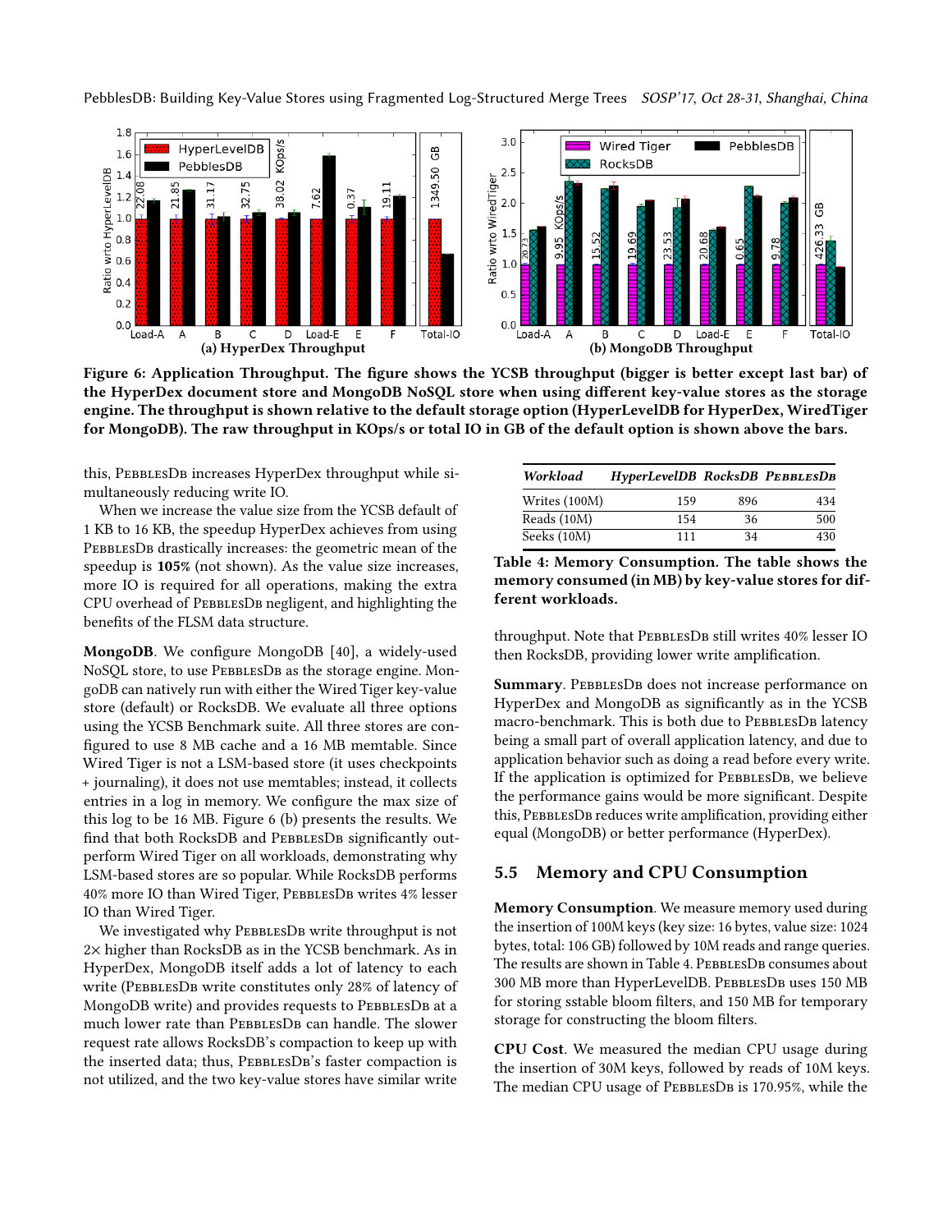**Figure 6: Application Throughput. The figure shows the YCSB throughput (bigger is better except last bar) of the HyperDex document store and MongoDB NoSQL store when using different key-value stores as the storage engine. The throughput is shown relative to the default storage option (HyperLevelDB for HyperDex, WiredTiger for MongoDB). The raw throughput in KOps/s or total IO in GB of the default option is shown above the bars.**

this, PebblesDB increases HyperDex throughput while simultaneously reducing write IO.

When we increase the value size from the YCSB default of 1 KB to 16 KB, the speedup HyperDex achieves from using PebblesDB drastically increases: the geometric mean of the speedup is **105%** (not shown). As the value size increases, more IO is required for all operations, making the extra CPU overhead of PebblesDB negligent, and highlighting the benefits of the FLSM data structure.

**MongoDB**. We configure MongoDB [40], a widely-used NoSQL store, to use PebblesDB as the storage engine. MongoDB can natively run with either the Wired Tiger key-value store (default) or RocksDB. We evaluate all three options using the YCSB Benchmark suite. All three stores are configured to use 8 MB cache and a 16 MB memtable. Since Wired Tiger is not a LSM-based store (it uses checkpoints + journaling), it does not use memtables; instead, it collects entries in a log in memory. We configure the max size of this log to be 16 MB. Figure 6 (b) presents the results. We find that both RocksDB and PebblesDB significantly outperform Wired Tiger on all workloads, demonstrating why LSM-based stores are so popular. While RocksDB performs 40% more IO than Wired Tiger, PebblesDB writes 4% lesser IO than Wired Tiger.

We investigated why PebblesDB write throughput is not 2× higher than RocksDB as in the YCSB benchmark. As in HyperDex, MongoDB itself adds a lot of latency to each write (PebblesDB write constitutes only 28% of latency of MongoDB write) and provides requests to PebblesDB at a much lower rate than PebblesDB can handle. The slower request rate allows RocksDB's compaction to keep up with the inserted data; thus, PebblesDB's faster compaction is not utilized, and the two key-value stores have similar write

| *Workload* | *HyperLevelDB* | *RocksDB* | *PebblesDB* |
|---|---|---|---|
| Writes (100M) | 159 | 896 | 434 |
| Reads (10M) | 154 | 36 | 500 |
| Seeks (10M) | 111 | 34 | 430 |

**Table 4: Memory Consumption. The table shows the memory consumed (in MB) by key-value stores for different workloads.**

throughput. Note that PebblesDB still writes 40% lesser IO then RocksDB, providing lower write amplification.

**Summary**. PebblesDB does not increase performance on HyperDex and MongoDB as significantly as in the YCSB macro-benchmark. This is both due to PebblesDB latency being a small part of overall application latency, and due to application behavior such as doing a read before every write. If the application is optimized for PebblesDB, we believe the performance gains would be more significant. Despite this, PebblesDB reduces write amplification, providing either equal (MongoDB) or better performance (HyperDex).

## 5.5 Memory and CPU Consumption

**Memory Consumption**. We measure memory used during the insertion of 100M keys (key size: 16 bytes, value size: 1024 bytes, total: 106 GB) followed by 10M reads and range queries. The results are shown in Table 4. PebblesDB consumes about 300 MB more than HyperLevelDB. PebblesDB uses 150 MB for storing sstable bloom filters, and 150 MB for temporary storage for constructing the bloom filters.

**CPU Cost**. We measured the median CPU usage during the insertion of 30M keys, followed by reads of 10M keys. The median CPU usage of PebblesDB is 170.95%, while the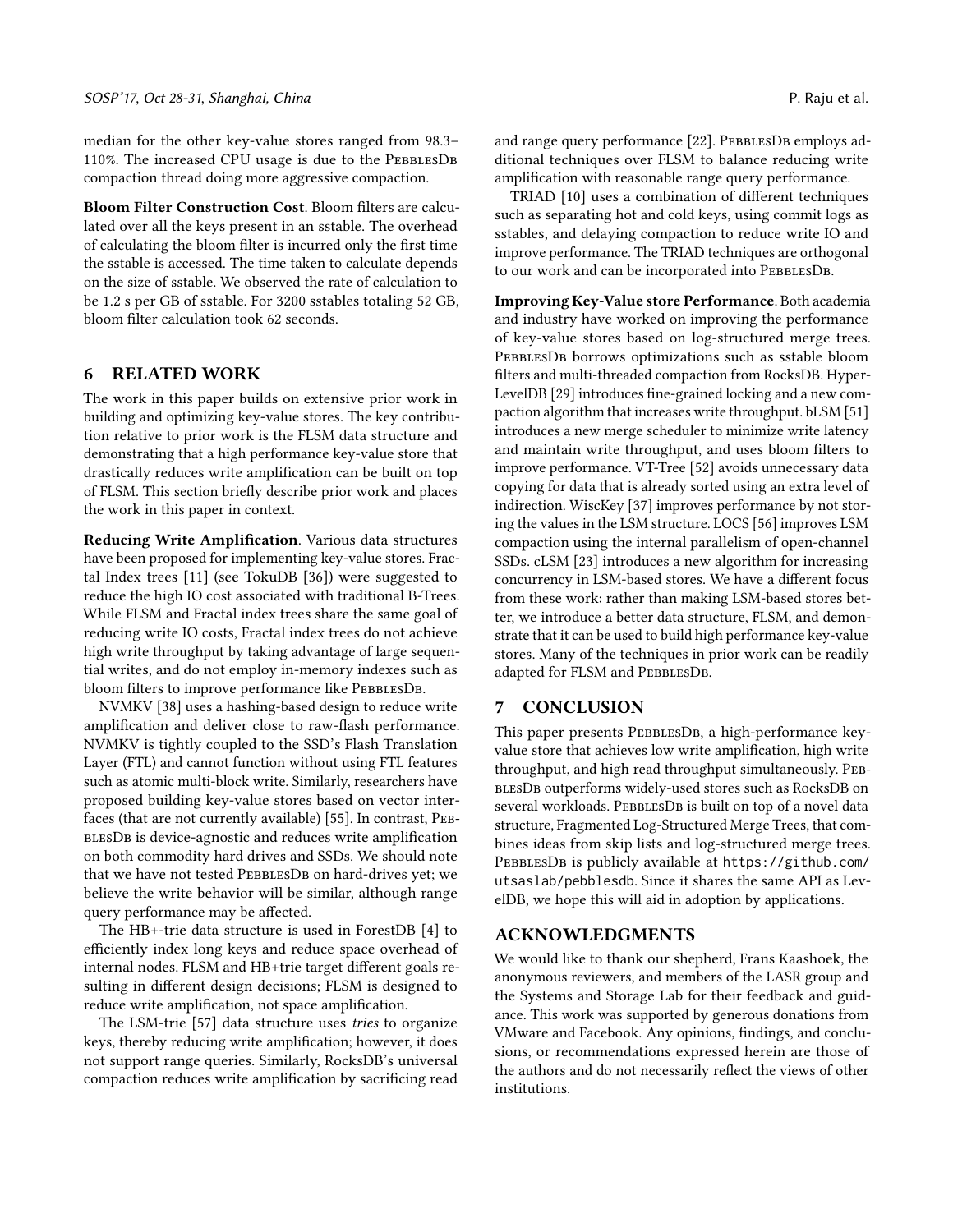median for the other key-value stores ranged from 98.3–110%. The increased CPU usage is due to the PebblesDb compaction thread doing more aggressive compaction.

**Bloom Filter Construction Cost**. Bloom filters are calculated over all the keys present in an sstable. The overhead of calculating the bloom filter is incurred only the first time the sstable is accessed. The time taken to calculate depends on the size of sstable. We observed the rate of calculation to be 1.2 s per GB of sstable. For 3200 sstables totaling 52 GB, bloom filter calculation took 62 seconds.

## 6 RELATED WORK

The work in this paper builds on extensive prior work in building and optimizing key-value stores. The key contribution relative to prior work is the FLSM data structure and demonstrating that a high performance key-value store that drastically reduces write amplification can be built on top of FLSM. This section briefly describe prior work and places the work in this paper in context.

**Reducing Write Amplification**. Various data structures have been proposed for implementing key-value stores. Fractal Index trees [11] (see TokuDB [36]) were suggested to reduce the high IO cost associated with traditional B-Trees. While FLSM and Fractal index trees share the same goal of reducing write IO costs, Fractal index trees do not achieve high write throughput by taking advantage of large sequential writes, and do not employ in-memory indexes such as bloom filters to improve performance like PebblesDb.

NVMKV [38] uses a hashing-based design to reduce write amplification and deliver close to raw-flash performance. NVMKV is tightly coupled to the SSD's Flash Translation Layer (FTL) and cannot function without using FTL features such as atomic multi-block write. Similarly, researchers have proposed building key-value stores based on vector interfaces (that are not currently available) [55]. In contrast, PebblesDb is device-agnostic and reduces write amplification on both commodity hard drives and SSDs. We should note that we have not tested PebblesDb on hard-drives yet; we believe the write behavior will be similar, although range query performance may be affected.

The HB+-trie data structure is used in ForestDB [4] to efficiently index long keys and reduce space overhead of internal nodes. FLSM and HB+trie target different goals resulting in different design decisions; FLSM is designed to reduce write amplification, not space amplification.

The LSM-trie [57] data structure uses *tries* to organize keys, thereby reducing write amplification; however, it does not support range queries. Similarly, RocksDB's universal compaction reduces write amplification by sacrificing read and range query performance [22]. PebblesDb employs additional techniques over FLSM to balance reducing write amplification with reasonable range query performance.

TRIAD [10] uses a combination of different techniques such as separating hot and cold keys, using commit logs as sstables, and delaying compaction to reduce write IO and improve performance. The TRIAD techniques are orthogonal to our work and can be incorporated into PebblesDb.

**Improving Key-Value store Performance**. Both academia and industry have worked on improving the performance of key-value stores based on log-structured merge trees. PebblesDb borrows optimizations such as sstable bloom filters and multi-threaded compaction from RocksDB. HyperLevelDB [29] introduces fine-grained locking and a new compaction algorithm that increases write throughput. bLSM [51] introduces a new merge scheduler to minimize write latency and maintain write throughput, and uses bloom filters to improve performance. VT-Tree [52] avoids unnecessary data copying for data that is already sorted using an extra level of indirection. WiscKey [37] improves performance by not storing the values in the LSM structure. LOCS [56] improves LSM compaction using the internal parallelism of open-channel SSDs. cLSM [23] introduces a new algorithm for increasing concurrency in LSM-based stores. We have a different focus from these work: rather than making LSM-based stores better, we introduce a better data structure, FLSM, and demonstrate that it can be used to build high performance key-value stores. Many of the techniques in prior work can be readily adapted for FLSM and PebblesDb.

## 7 CONCLUSION

This paper presents PebblesDb, a high-performance key-value store that achieves low write amplification, high write throughput, and high read throughput simultaneously. PebblesDb outperforms widely-used stores such as RocksDB on several workloads. PebblesDb is built on top of a novel data structure, Fragmented Log-Structured Merge Trees, that combines ideas from skip lists and log-structured merge trees. PebblesDb is publicly available at `https://github.com/utsaslab/pebblesdb`. Since it shares the same API as LevelDB, we hope this will aid in adoption by applications.

## ACKNOWLEDGMENTS

We would like to thank our shepherd, Frans Kaashoek, the anonymous reviewers, and members of the LASR group and the Systems and Storage Lab for their feedback and guidance. This work was supported by generous donations from VMware and Facebook. Any opinions, findings, and conclusions, or recommendations expressed herein are those of the authors and do not necessarily reflect the views of other institutions.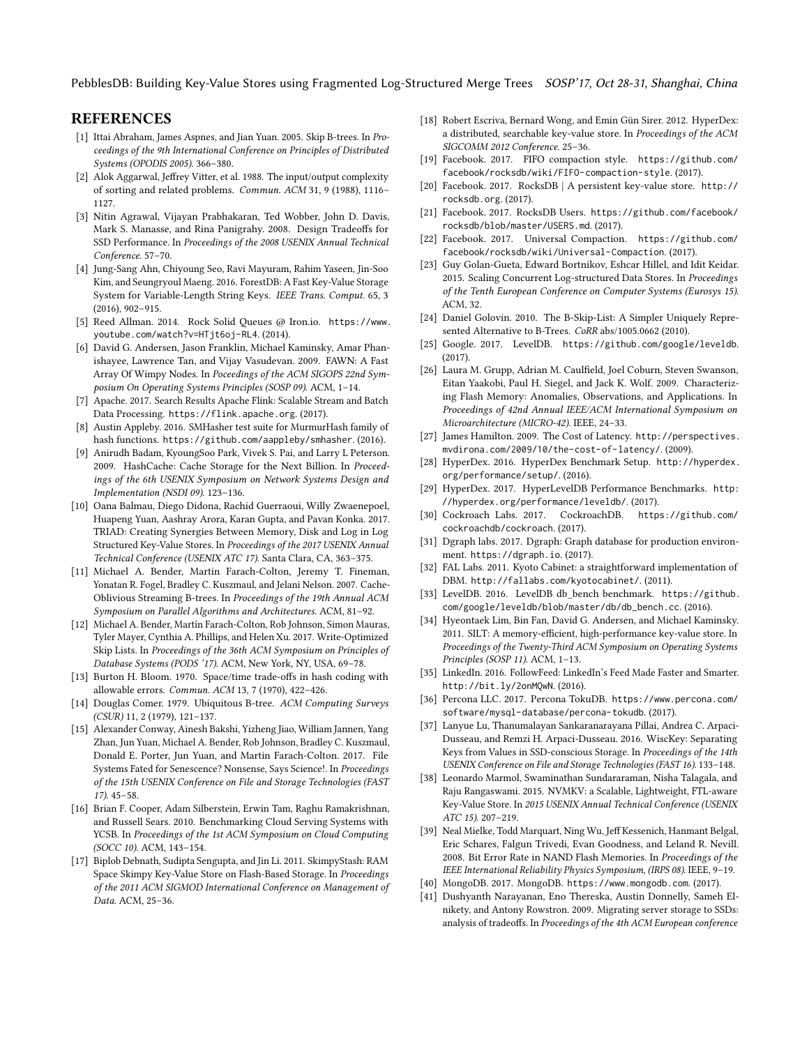## REFERENCES

[1] Ittai Abraham, James Aspnes, and Jian Yuan. 2005. Skip B-trees. In *Proceedings of the 9th International Conference on Principles of Distributed Systems (OPODIS 2005)*. 366–380.

[2] Alok Aggarwal, Jeffrey Vitter, et al. 1988. The input/output complexity of sorting and related problems. *Commun. ACM* 31, 9 (1988), 1116–1127.

[3] Nitin Agrawal, Vijayan Prabhakaran, Ted Wobber, John D. Davis, Mark S. Manasse, and Rina Panigrahy. 2008. Design Tradeoffs for SSD Performance. In *Proceedings of the 2008 USENIX Annual Technical Conference*. 57–70.

[4] Jung-Sang Ahn, Chiyoung Seo, Ravi Mayuram, Rahim Yaseen, Jin-Soo Kim, and Seungryoul Maeng. 2016. ForestDB: A Fast Key-Value Storage System for Variable-Length String Keys. *IEEE Trans. Comput.* 65, 3 (2016), 902–915.

[5] Reed Allman. 2014. Rock Solid Queues @ Iron.io. https://www.youtube.com/watch?v=HTjt6oj-RL4. (2014).

[6] David G. Andersen, Jason Franklin, Michael Kaminsky, Amar Phanishayee, Lawrence Tan, and Vijay Vasudevan. 2009. FAWN: A Fast Array Of Wimpy Nodes. In *Poceedings of the ACM SIGOPS 22nd Symposium On Operating Systems Principles (SOSP 09)*. ACM, 1–14.

[7] Apache. 2017. Search Results Apache Flink: Scalable Stream and Batch Data Processing. https://flink.apache.org. (2017).

[8] Austin Appleby. 2016. SMHasher test suite for MurmurHash family of hash functions. https://github.com/aappleby/smhasher. (2016).

[9] Anirudh Badam, KyoungSoo Park, Vivek S. Pai, and Larry L Peterson. 2009. HashCache: Cache Storage for the Next Billion. In *Proceedings of the 6th USENIX Symposium on Network Systems Design and Implementation (NSDI 09)*. 123–136.

[10] Oana Balmau, Diego Didona, Rachid Guerraoui, Willy Zwaenepoel, Huapeng Yuan, Aashray Arora, Karan Gupta, and Pavan Konka. 2017. TRIAD: Creating Synergies Between Memory, Disk and Log in Log Structured Key-Value Stores. In *Proceedings of the 2017 USENIX Annual Technical Conference (USENIX ATC 17)*. Santa Clara, CA, 363–375.

[11] Michael A. Bender, Martin Farach-Colton, Jeremy T. Fineman, Yonatan R. Fogel, Bradley C. Kuszmaul, and Jelani Nelson. 2007. Cache-Oblivious Streaming B-trees. In *Proceedings of the 19th Annual ACM Symposium on Parallel Algorithms and Architectures*. ACM, 81–92.

[12] Michael A. Bender, Martín Farach-Colton, Rob Johnson, Simon Mauras, Tyler Mayer, Cynthia A. Phillips, and Helen Xu. 2017. Write-Optimized Skip Lists. In *Proceedings of the 36th ACM Symposium on Principles of Database Systems (PODS '17)*. ACM, New York, NY, USA, 69–78.

[13] Burton H. Bloom. 1970. Space/time trade-offs in hash coding with allowable errors. *Commun. ACM* 13, 7 (1970), 422–426.

[14] Douglas Comer. 1979. Ubiquitous B-tree. *ACM Computing Surveys (CSUR)* 11, 2 (1979), 121–137.

[15] Alexander Conway, Ainesh Bakshi, Yizheng Jiao, William Jannen, Yang Zhan, Jun Yuan, Michael A. Bender, Rob Johnson, Bradley C. Kuszmaul, Donald E. Porter, Jun Yuan, and Martin Farach-Colton. 2017. File Systems Fated for Senescence? Nonsense, Says Science!. In *Proceedings of the 15th USENIX Conference on File and Storage Technologies (FAST 17)*. 45–58.

[16] Brian F. Cooper, Adam Silberstein, Erwin Tam, Raghu Ramakrishnan, and Russell Sears. 2010. Benchmarking Cloud Serving Systems with YCSB. In *Proceedings of the 1st ACM Symposium on Cloud Computing (SOCC 10)*. ACM, 143–154.

[17] Biplob Debnath, Sudipta Sengupta, and Jin Li. 2011. SkimpyStash: RAM Space Skimpy Key-Value Store on Flash-Based Storage. In *Proceedings of the 2011 ACM SIGMOD International Conference on Management of Data*. ACM, 25–36.

[18] Robert Escriva, Bernard Wong, and Emin Gün Sirer. 2012. HyperDex: a distributed, searchable key-value store. In *Proceedings of the ACM SIGCOMM 2012 Conference*. 25–36.

[19] Facebook. 2017. FIFO compaction style. https://github.com/facebook/rocksdb/wiki/FIFO-compaction-style. (2017).

[20] Facebook. 2017. RocksDB | A persistent key-value store. http://rocksdb.org. (2017).

[21] Facebook. 2017. RocksDB Users. https://github.com/facebook/rocksdb/blob/master/USERS.md. (2017).

[22] Facebook. 2017. Universal Compaction. https://github.com/facebook/rocksdb/wiki/Universal-Compaction. (2017).

[23] Guy Golan-Gueta, Edward Bortnikov, Eshcar Hillel, and Idit Keidar. 2015. Scaling Concurrent Log-structured Data Stores. In *Proceedings of the Tenth European Conference on Computer Systems (Eurosys 15)*. ACM, 32.

[24] Daniel Golovin. 2010. The B-Skip-List: A Simpler Uniquely Represented Alternative to B-Trees. *CoRR* abs/1005.0662 (2010).

[25] Google. 2017. LevelDB. https://github.com/google/leveldb. (2017).

[26] Laura M. Grupp, Adrian M. Caulfield, Joel Coburn, Steven Swanson, Eitan Yaakobi, Paul H. Siegel, and Jack K. Wolf. 2009. Characterizing Flash Memory: Anomalies, Observations, and Applications. In *Proceedings of 42nd Annual IEEE/ACM International Symposium on Microarchitecture (MICRO-42)*. IEEE, 24–33.

[27] James Hamilton. 2009. The Cost of Latency. http://perspectives.mvdirona.com/2009/10/the-cost-of-latency/. (2009).

[28] HyperDex. 2016. HyperDex Benchmark Setup. http://hyperdex.org/performance/setup/. (2016).

[29] HyperDex. 2017. HyperLevelDB Performance Benchmarks. http://hyperdex.org/performance/leveldb/. (2017).

[30] Cockroach Labs. 2017. CockroachDB. https://github.com/cockroachdb/cockroach. (2017).

[31] Dgraph labs. 2017. Dgraph: Graph database for production environment. https://dgraph.io. (2017).

[32] FAL Labs. 2011. Kyoto Cabinet: a straightforward implementation of DBM. http://fallabs.com/kyotocabinet/. (2011).

[33] LevelDB. 2016. LevelDB db_bench benchmark. https://github.com/google/leveldb/blob/master/db/db_bench.cc. (2016).

[34] Hyeontaek Lim, Bin Fan, David G. Andersen, and Michael Kaminsky. 2011. SILT: A memory-efficient, high-performance key-value store. In *Proceedings of the Twenty-Third ACM Symposium on Operating Systems Principles (SOSP 11)*. ACM, 1–13.

[35] LinkedIn. 2016. FollowFeed: LinkedIn's Feed Made Faster and Smarter. http://bit.ly/2onMQwN. (2016).

[36] Percona LLC. 2017. Percona TokuDB. https://www.percona.com/software/mysql-database/percona-tokudb. (2017).

[37] Lanyue Lu, Thanumalayan Sankaranarayana Pillai, Andrea C. Arpaci-Dusseau, and Remzi H. Arpaci-Dusseau. 2016. WiscKey: Separating Keys from Values in SSD-conscious Storage. In *Proceedings of the 14th USENIX Conference on File and Storage Technologies (FAST 16)*. 133–148.

[38] Leonardo Marmol, Swaminathan Sundararaman, Nisha Talagala, and Raju Rangaswami. 2015. NVMKV: a Scalable, Lightweight, FTL-aware Key-Value Store. In *2015 USENIX Annual Technical Conference (USENIX ATC 15)*. 207–219.

[39] Neal Mielke, Todd Marquart, Ning Wu, Jeff Kessenich, Hanmant Belgal, Eric Schares, Falgun Trivedi, Evan Goodness, and Leland R. Nevill. 2008. Bit Error Rate in NAND Flash Memories. In *Proceedings of the IEEE International Reliability Physics Symposium, (IRPS 08)*. IEEE, 9–19.

[40] MongoDB. 2017. MongoDB. https://www.mongodb.com. (2017).

[41] Dushyanth Narayanan, Eno Thereska, Austin Donnelly, Sameh Elnikety, and Antony Rowstron. 2009. Migrating server storage to SSDs: analysis of tradeoffs. In *Proceedings of the 4th ACM European conference*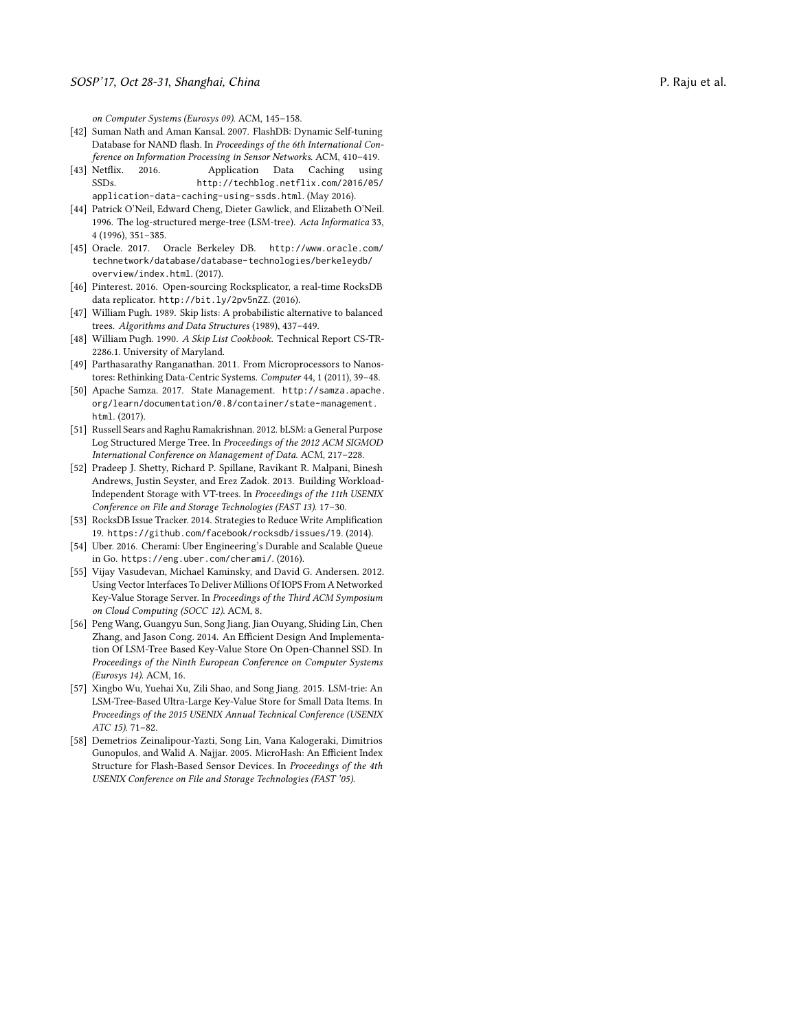on Computer Systems (Eurosys 09)*. ACM, 145–158.

[42] Suman Nath and Aman Kansal. 2007. FlashDB: Dynamic Self-tuning Database for NAND flash. In *Proceedings of the 6th International Conference on Information Processing in Sensor Networks*. ACM, 410–419.

[43] Netflix. 2016. Application Data Caching using SSDs. http://techblog.netflix.com/2016/05/application-data-caching-using-ssds.html. (May 2016).

[44] Patrick O'Neil, Edward Cheng, Dieter Gawlick, and Elizabeth O'Neil. 1996. The log-structured merge-tree (LSM-tree). *Acta Informatica* 33, 4 (1996), 351–385.

[45] Oracle. 2017. Oracle Berkeley DB. http://www.oracle.com/technetwork/database/database-technologies/berkeleydb/overview/index.html. (2017).

[46] Pinterest. 2016. Open-sourcing Rocksplicator, a real-time RocksDB data replicator. http://bit.ly/2pv5nZZ. (2016).

[47] William Pugh. 1989. Skip lists: A probabilistic alternative to balanced trees. *Algorithms and Data Structures* (1989), 437–449.

[48] William Pugh. 1990. *A Skip List Cookbook*. Technical Report CS-TR-2286.1. University of Maryland.

[49] Parthasarathy Ranganathan. 2011. From Microprocessors to Nanostores: Rethinking Data-Centric Systems. *Computer* 44, 1 (2011), 39–48.

[50] Apache Samza. 2017. State Management. http://samza.apache.org/learn/documentation/0.8/container/state-management.html. (2017).

[51] Russell Sears and Raghu Ramakrishnan. 2012. bLSM: a General Purpose Log Structured Merge Tree. In *Proceedings of the 2012 ACM SIGMOD International Conference on Management of Data*. ACM, 217–228.

[52] Pradeep J. Shetty, Richard P. Spillane, Ravikant R. Malpani, Binesh Andrews, Justin Seyster, and Erez Zadok. 2013. Building Workload-Independent Storage with VT-trees. In *Proceedings of the 11th USENIX Conference on File and Storage Technologies (FAST 13)*. 17–30.

[53] RocksDB Issue Tracker. 2014. Strategies to Reduce Write Amplification 19. https://github.com/facebook/rocksdb/issues/19. (2014).

[54] Uber. 2016. Cherami: Uber Engineering's Durable and Scalable Queue in Go. https://eng.uber.com/cherami/. (2016).

[55] Vijay Vasudevan, Michael Kaminsky, and David G. Andersen. 2012. Using Vector Interfaces To Deliver Millions Of IOPS From A Networked Key-Value Storage Server. In *Proceedings of the Third ACM Symposium on Cloud Computing (SOCC 12)*. ACM, 8.

[56] Peng Wang, Guangyu Sun, Song Jiang, Jian Ouyang, Shiding Lin, Chen Zhang, and Jason Cong. 2014. An Efficient Design And Implementation Of LSM-Tree Based Key-Value Store On Open-Channel SSD. In *Proceedings of the Ninth European Conference on Computer Systems (Eurosys 14)*. ACM, 16.

[57] Xingbo Wu, Yuehai Xu, Zili Shao, and Song Jiang. 2015. LSM-trie: An LSM-Tree-Based Ultra-Large Key-Value Store for Small Data Items. In *Proceedings of the 2015 USENIX Annual Technical Conference (USENIX ATC 15)*. 71–82.

[58] Demetrios Zeinalipour-Yazti, Song Lin, Vana Kalogeraki, Dimitrios Gunopulos, and Walid A. Najjar. 2005. MicroHash: An Efficient Index Structure for Flash-Based Sensor Devices. In *Proceedings of the 4th USENIX Conference on File and Storage Technologies (FAST '05)*.